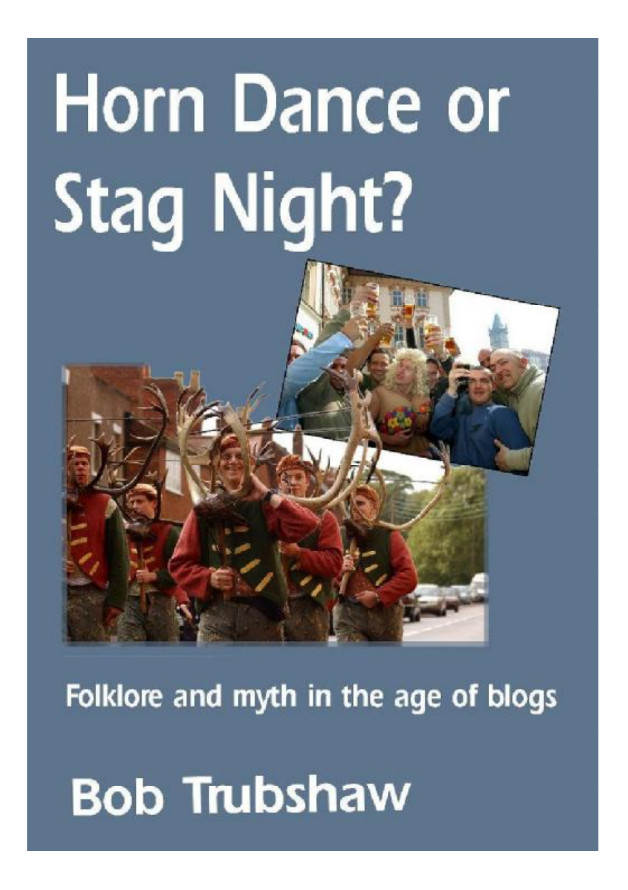# Horn Dance or Stag Night?

Folklore and myth in the age of blogs

**Bob Trubshaw**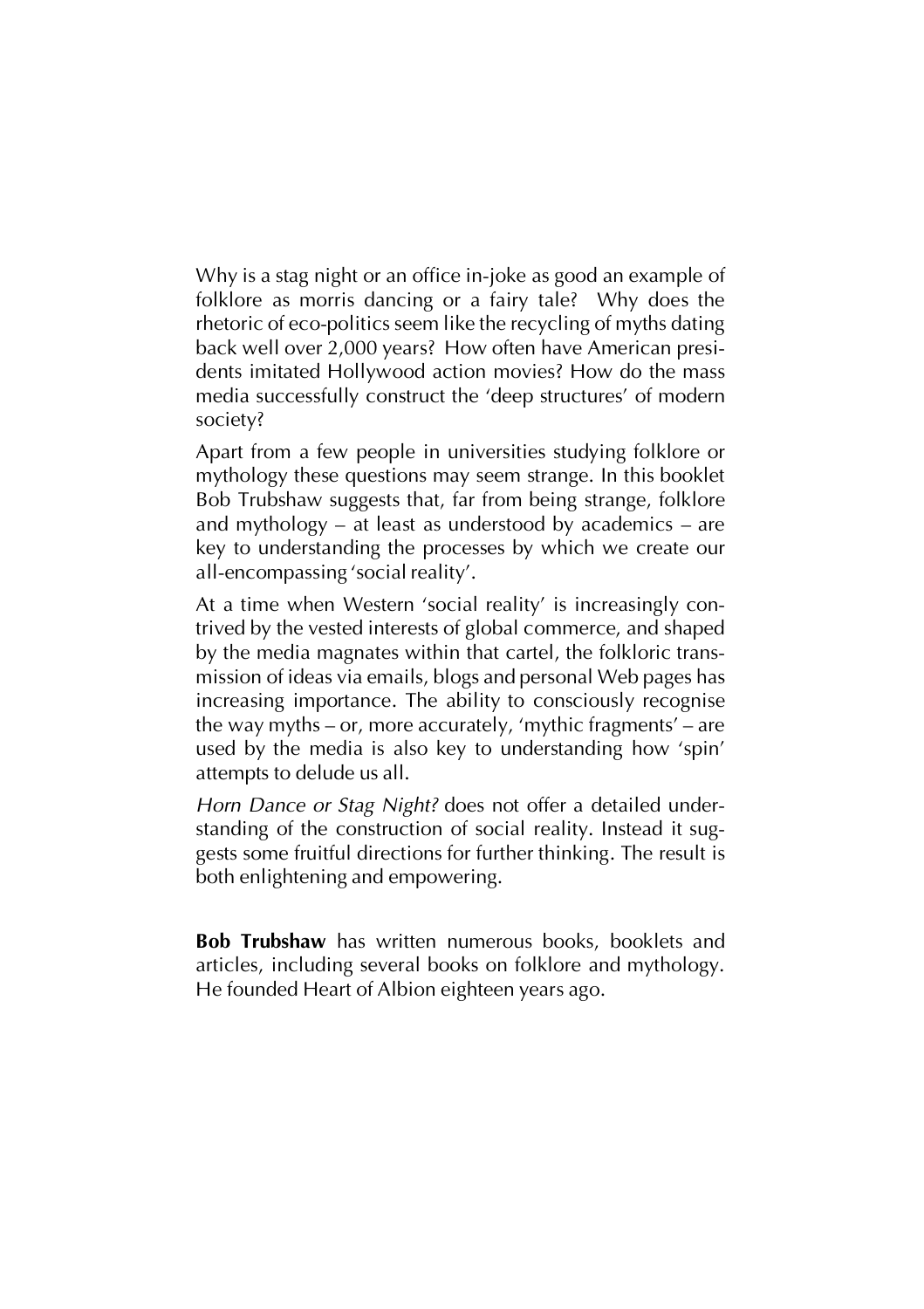Why is a stag night or an office in-joke as good an example of folklore as morris dancing or a fairy tale? Why does the rhetoric of eco-politics seem like the recycling of myths dating back well over 2,000 years? How often have American presidents imitated Hollywood action movies? How do the mass media successfully construct the 'deep structures' of modern society?

Apart from a few people in universities studying folklore or mythology these questions may seem strange. In this booklet Bob Trubshaw suggests that, far from being strange, folklore and mythology – at least as understood by academics – are key to understanding the processes by which we create our all-encompassing 'social reality'.

At a time when Western 'social reality' is increasingly contrived by the vested interests of global commerce, and shaped by the media magnates within that cartel, the folkloric transmission of ideas via emails, blogs and personal Web pages has increasing importance. The ability to consciously recognise the way myths – or, more accurately, 'mythic fragments' – are used by the media is also key to understanding how 'spin' attempts to delude us all.

*Horn Dance or Stag Night?* does not offer a detailed understanding of the construction of social reality. Instead it suggests some fruitful directions for further thinking. The result is both enlightening and empowering.

**Bob Trubshaw** has written numerous books, booklets and articles, including several books on folklore and mythology. He founded Heart of Albion eighteen years ago.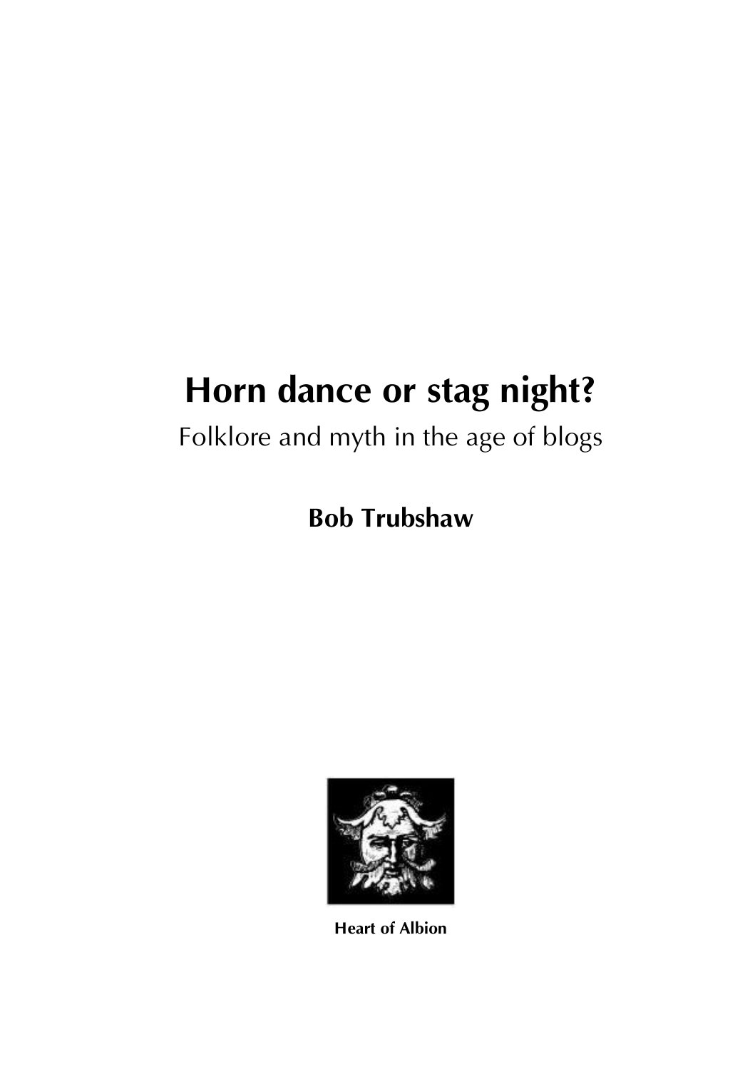# Horn dance or stag night?

Folklore and myth in the age of blogs

**Bob Trubshaw**

**Heart of Albion**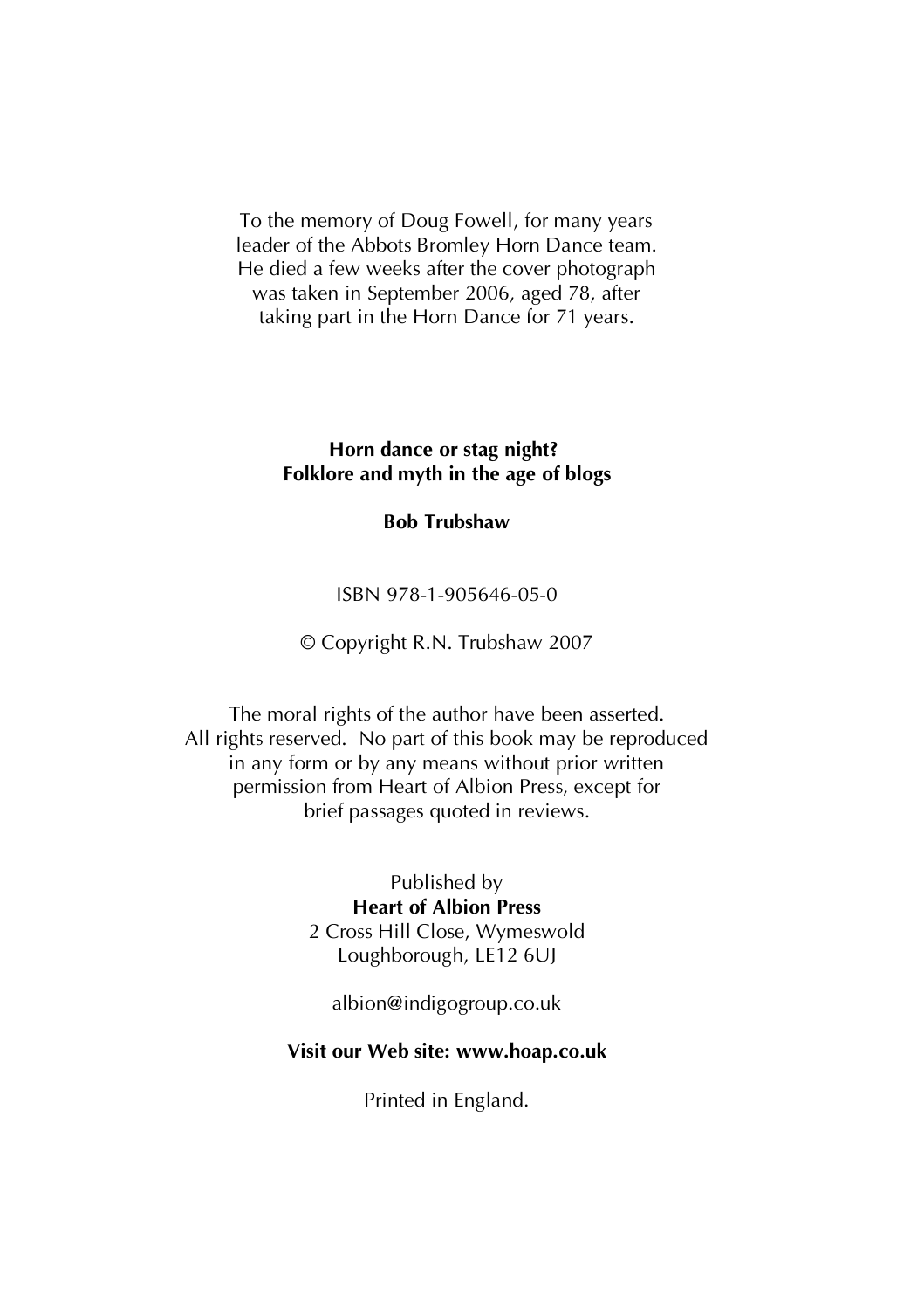To the memory of Doug Fowell, for many years leader of the Abbots Bromley Horn Dance team. He died a few weeks after the cover photograph was taken in September 2006, aged 78, after taking part in the Horn Dance for 71 years.

**Horn dance or stag night?**
**Folklore and myth in the age of blogs**

**Bob Trubshaw**

ISBN 978-1-905646-05-0

© Copyright R.N. Trubshaw 2007

The moral rights of the author have been asserted. All rights reserved. No part of this book may be reproduced in any form or by any means without prior written permission from Heart of Albion Press, except for brief passages quoted in reviews.

Published by
**Heart of Albion Press**
2 Cross Hill Close, Wymeswold
Loughborough, LE12 6UJ

albion@indigogroup.co.uk

**Visit our Web site: www.hoap.co.uk**

Printed in England.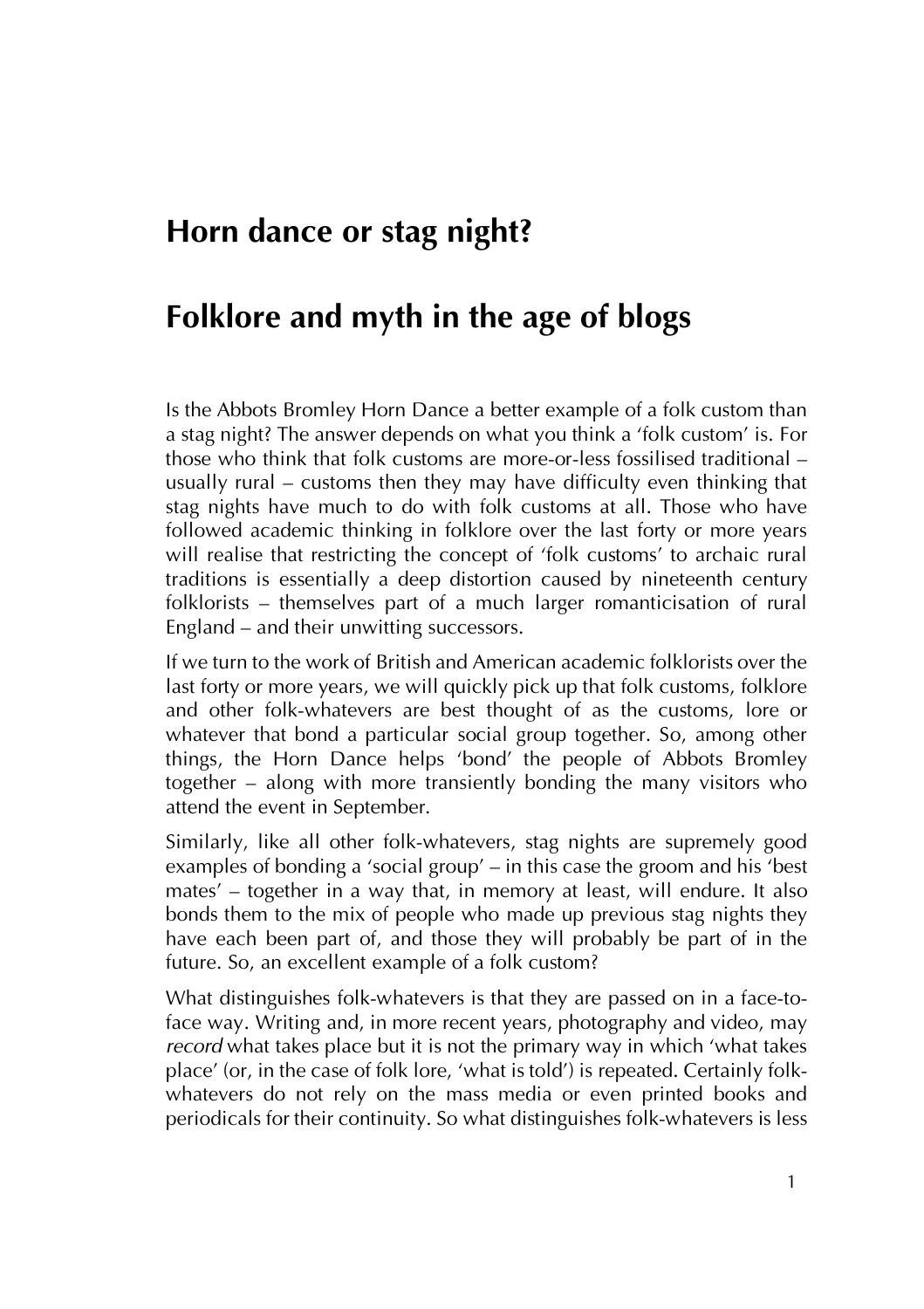# Horn dance or stag night?

# Folklore and myth in the age of blogs

Is the Abbots Bromley Horn Dance a better example of a folk custom than a stag night? The answer depends on what you think a 'folk custom' is. For those who think that folk customs are more-or-less fossilised traditional – usually rural – customs then they may have difficulty even thinking that stag nights have much to do with folk customs at all. Those who have followed academic thinking in folklore over the last forty or more years will realise that restricting the concept of 'folk customs' to archaic rural traditions is essentially a deep distortion caused by nineteenth century folklorists – themselves part of a much larger romanticisation of rural England – and their unwitting successors.

If we turn to the work of British and American academic folklorists over the last forty or more years, we will quickly pick up that folk customs, folklore and other folk-whatevers are best thought of as the customs, lore or whatever that bond a particular social group together. So, among other things, the Horn Dance helps 'bond' the people of Abbots Bromley together – along with more transiently bonding the many visitors who attend the event in September.

Similarly, like all other folk-whatevers, stag nights are supremely good examples of bonding a 'social group' – in this case the groom and his 'best mates' – together in a way that, in memory at least, will endure. It also bonds them to the mix of people who made up previous stag nights they have each been part of, and those they will probably be part of in the future. So, an excellent example of a folk custom?

What distinguishes folk-whatevers is that they are passed on in a face-to-face way. Writing and, in more recent years, photography and video, may *record* what takes place but it is not the primary way in which 'what takes place' (or, in the case of folk lore, 'what is told') is repeated. Certainly folk-whatevers do not rely on the mass media or even printed books and periodicals for their continuity. So what distinguishes folk-whatevers is less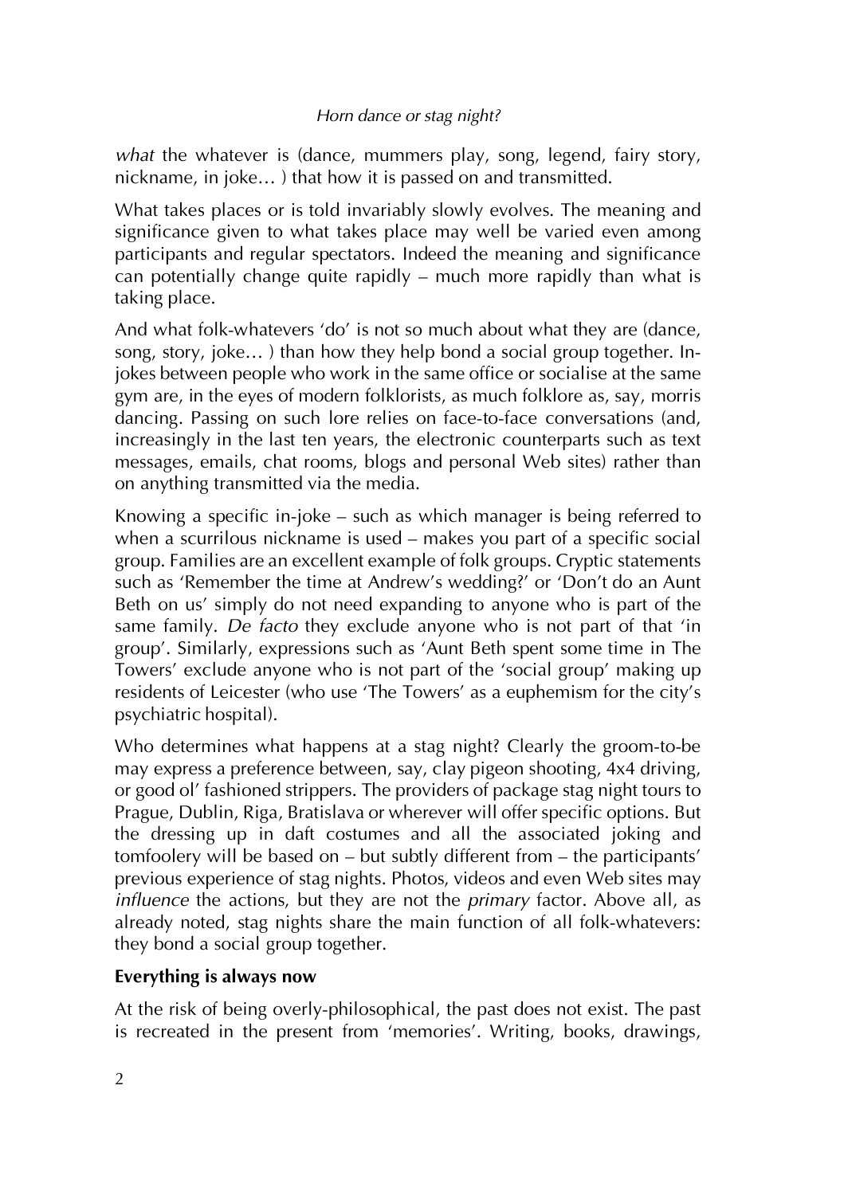*what* the whatever is (dance, mummers play, song, legend, fairy story, nickname, in joke… ) that how it is passed on and transmitted.

What takes places or is told invariably slowly evolves. The meaning and significance given to what takes place may well be varied even among participants and regular spectators. Indeed the meaning and significance can potentially change quite rapidly – much more rapidly than what is taking place.

And what folk-whatevers 'do' is not so much about what they are (dance, song, story, joke… ) than how they help bond a social group together. In-jokes between people who work in the same office or socialise at the same gym are, in the eyes of modern folklorists, as much folklore as, say, morris dancing. Passing on such lore relies on face-to-face conversations (and, increasingly in the last ten years, the electronic counterparts such as text messages, emails, chat rooms, blogs and personal Web sites) rather than on anything transmitted via the media.

Knowing a specific in-joke – such as which manager is being referred to when a scurrilous nickname is used – makes you part of a specific social group. Families are an excellent example of folk groups. Cryptic statements such as 'Remember the time at Andrew's wedding?' or 'Don't do an Aunt Beth on us' simply do not need expanding to anyone who is part of the same family. *De facto* they exclude anyone who is not part of that 'in group'. Similarly, expressions such as 'Aunt Beth spent some time in The Towers' exclude anyone who is not part of the 'social group' making up residents of Leicester (who use 'The Towers' as a euphemism for the city's psychiatric hospital).

Who determines what happens at a stag night? Clearly the groom-to-be may express a preference between, say, clay pigeon shooting, 4x4 driving, or good ol' fashioned strippers. The providers of package stag night tours to Prague, Dublin, Riga, Bratislava or wherever will offer specific options. But the dressing up in daft costumes and all the associated joking and tomfoolery will be based on – but subtly different from – the participants' previous experience of stag nights. Photos, videos and even Web sites may *influence* the actions, but they are not the *primary* factor. Above all, as already noted, stag nights share the main function of all folk-whatevers: they bond a social group together.

**Everything is always now**

At the risk of being overly-philosophical, the past does not exist. The past is recreated in the present from 'memories'. Writing, books, drawings,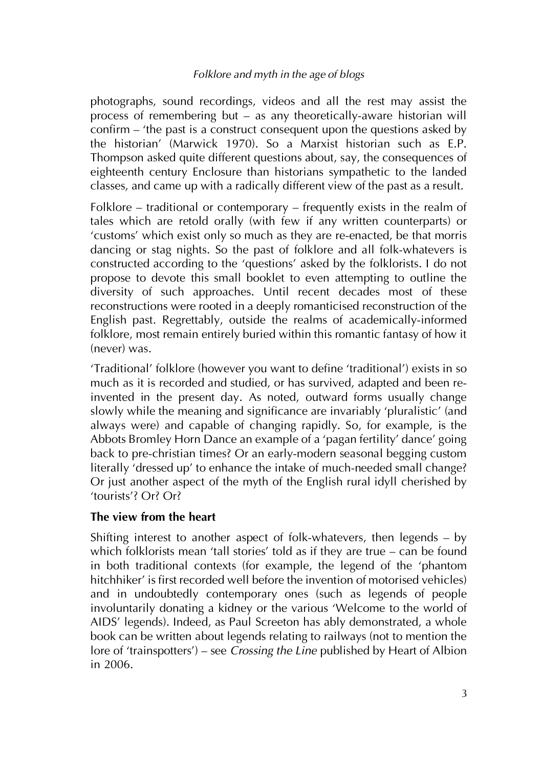photographs, sound recordings, videos and all the rest may assist the process of remembering but – as any theoretically-aware historian will confirm – 'the past is a construct consequent upon the questions asked by the historian' (Marwick 1970). So a Marxist historian such as E.P. Thompson asked quite different questions about, say, the consequences of eighteenth century Enclosure than historians sympathetic to the landed classes, and came up with a radically different view of the past as a result.

Folklore – traditional or contemporary – frequently exists in the realm of tales which are retold orally (with few if any written counterparts) or 'customs' which exist only so much as they are re-enacted, be that morris dancing or stag nights. So the past of folklore and all folk-whatevers is constructed according to the 'questions' asked by the folklorists. I do not propose to devote this small booklet to even attempting to outline the diversity of such approaches. Until recent decades most of these reconstructions were rooted in a deeply romanticised reconstruction of the English past. Regrettably, outside the realms of academically-informed folklore, most remain entirely buried within this romantic fantasy of how it (never) was.

'Traditional' folklore (however you want to define 'traditional') exists in so much as it is recorded and studied, or has survived, adapted and been re-invented in the present day. As noted, outward forms usually change slowly while the meaning and significance are invariably 'pluralistic' (and always were) and capable of changing rapidly. So, for example, is the Abbots Bromley Horn Dance an example of a 'pagan fertility' dance' going back to pre-christian times? Or an early-modern seasonal begging custom literally 'dressed up' to enhance the intake of much-needed small change? Or just another aspect of the myth of the English rural idyll cherished by 'tourists'? Or? Or?

## The view from the heart

Shifting interest to another aspect of folk-whatevers, then legends – by which folklorists mean 'tall stories' told as if they are true – can be found in both traditional contexts (for example, the legend of the 'phantom hitchhiker' is first recorded well before the invention of motorised vehicles) and in undoubtedly contemporary ones (such as legends of people involuntarily donating a kidney or the various 'Welcome to the world of AIDS' legends). Indeed, as Paul Screeton has ably demonstrated, a whole book can be written about legends relating to railways (not to mention the lore of 'trainspotters') – see *Crossing the Line* published by Heart of Albion in 2006.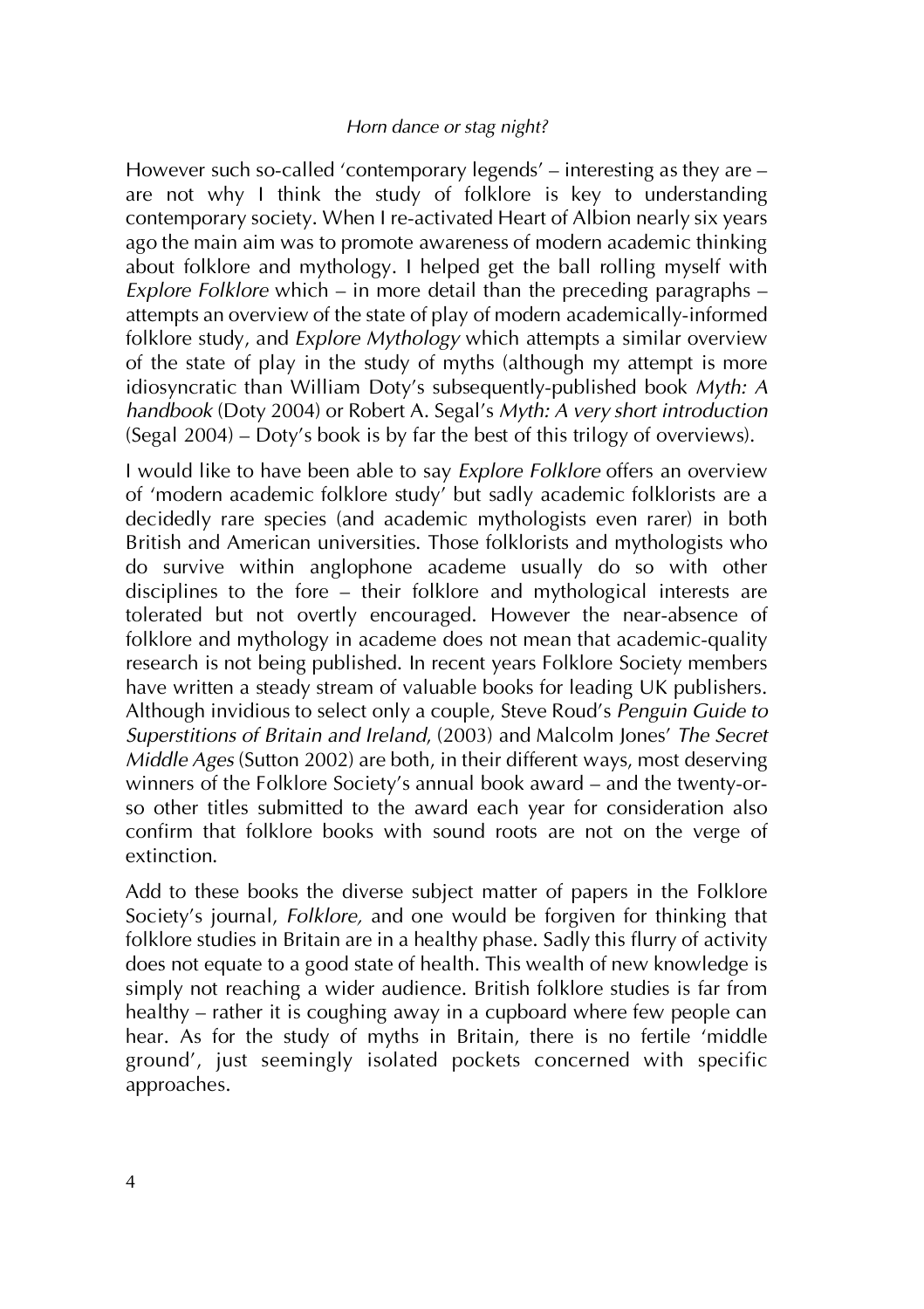However such so-called 'contemporary legends' – interesting as they are – are not why I think the study of folklore is key to understanding contemporary society. When I re-activated Heart of Albion nearly six years ago the main aim was to promote awareness of modern academic thinking about folklore and mythology. I helped get the ball rolling myself with *Explore Folklore* which – in more detail than the preceding paragraphs – attempts an overview of the state of play of modern academically-informed folklore study, and *Explore Mythology* which attempts a similar overview of the state of play in the study of myths (although my attempt is more idiosyncratic than William Doty's subsequently-published book *Myth: A handbook* (Doty 2004) or Robert A. Segal's *Myth: A very short introduction* (Segal 2004) – Doty's book is by far the best of this trilogy of overviews).

I would like to have been able to say *Explore Folklore* offers an overview of 'modern academic folklore study' but sadly academic folklorists are a decidedly rare species (and academic mythologists even rarer) in both British and American universities. Those folklorists and mythologists who do survive within anglophone academe usually do so with other disciplines to the fore – their folklore and mythological interests are tolerated but not overtly encouraged. However the near-absence of folklore and mythology in academe does not mean that academic-quality research is not being published. In recent years Folklore Society members have written a steady stream of valuable books for leading UK publishers. Although invidious to select only a couple, Steve Roud's *Penguin Guide to Superstitions of Britain and Ireland*, (2003) and Malcolm Jones' *The Secret Middle Ages* (Sutton 2002) are both, in their different ways, most deserving winners of the Folklore Society's annual book award – and the twenty-or-so other titles submitted to the award each year for consideration also confirm that folklore books with sound roots are not on the verge of extinction.

Add to these books the diverse subject matter of papers in the Folklore Society's journal, *Folklore,* and one would be forgiven for thinking that folklore studies in Britain are in a healthy phase. Sadly this flurry of activity does not equate to a good state of health. This wealth of new knowledge is simply not reaching a wider audience. British folklore studies is far from healthy – rather it is coughing away in a cupboard where few people can hear. As for the study of myths in Britain, there is no fertile 'middle ground', just seemingly isolated pockets concerned with specific approaches.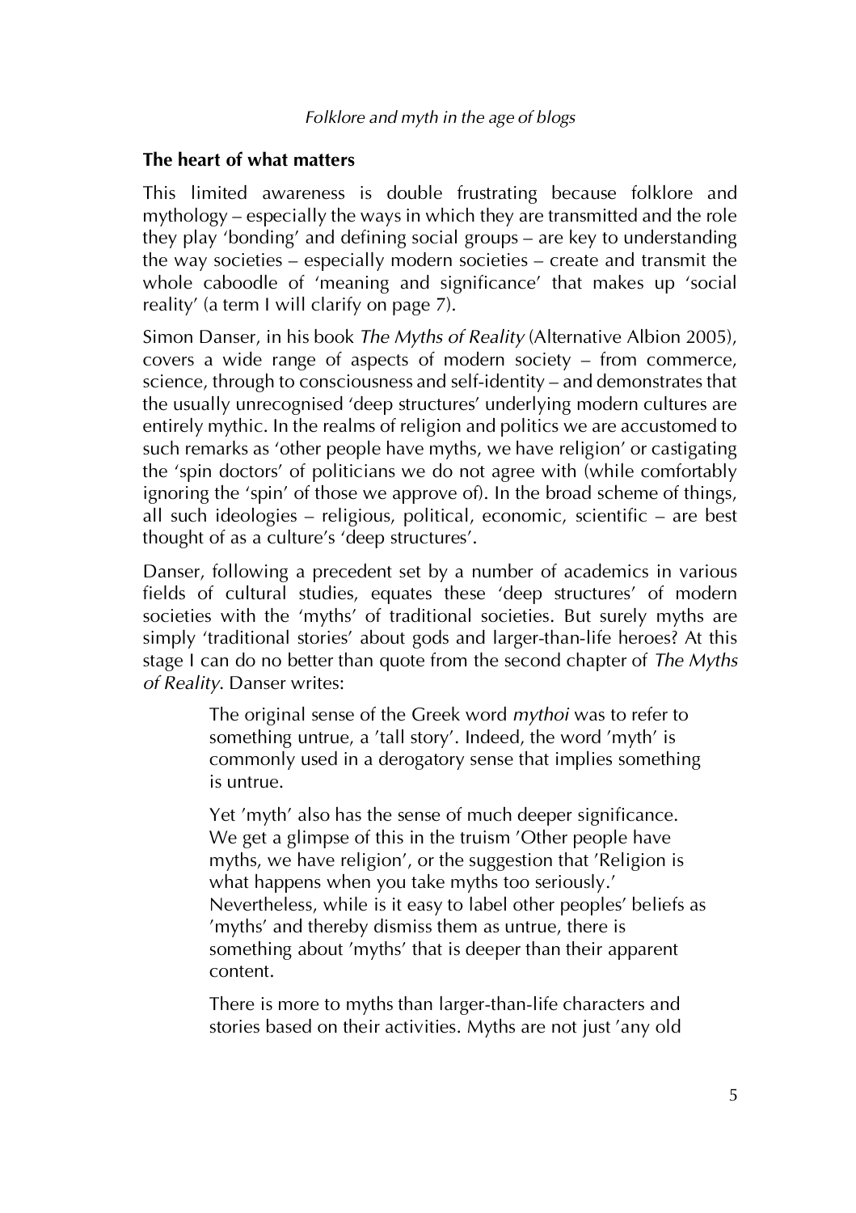## The heart of what matters

This limited awareness is double frustrating because folklore and mythology – especially the ways in which they are transmitted and the role they play 'bonding' and defining social groups – are key to understanding the way societies – especially modern societies – create and transmit the whole caboodle of 'meaning and significance' that makes up 'social reality' (a term I will clarify on page 7).

Simon Danser, in his book *The Myths of Reality* (Alternative Albion 2005), covers a wide range of aspects of modern society – from commerce, science, through to consciousness and self-identity – and demonstrates that the usually unrecognised 'deep structures' underlying modern cultures are entirely mythic. In the realms of religion and politics we are accustomed to such remarks as 'other people have myths, we have religion' or castigating the 'spin doctors' of politicians we do not agree with (while comfortably ignoring the 'spin' of those we approve of). In the broad scheme of things, all such ideologies – religious, political, economic, scientific – are best thought of as a culture's 'deep structures'.

Danser, following a precedent set by a number of academics in various fields of cultural studies, equates these 'deep structures' of modern societies with the 'myths' of traditional societies. But surely myths are simply 'traditional stories' about gods and larger-than-life heroes? At this stage I can do no better than quote from the second chapter of *The Myths of Reality*. Danser writes:

> The original sense of the Greek word *mythoi* was to refer to something untrue, a 'tall story'. Indeed, the word 'myth' is commonly used in a derogatory sense that implies something is untrue.
>
> Yet 'myth' also has the sense of much deeper significance. We get a glimpse of this in the truism 'Other people have myths, we have religion', or the suggestion that 'Religion is what happens when you take myths too seriously.' Nevertheless, while is it easy to label other peoples' beliefs as 'myths' and thereby dismiss them as untrue, there is something about 'myths' that is deeper than their apparent content.
>
> There is more to myths than larger-than-life characters and stories based on their activities. Myths are not just 'any old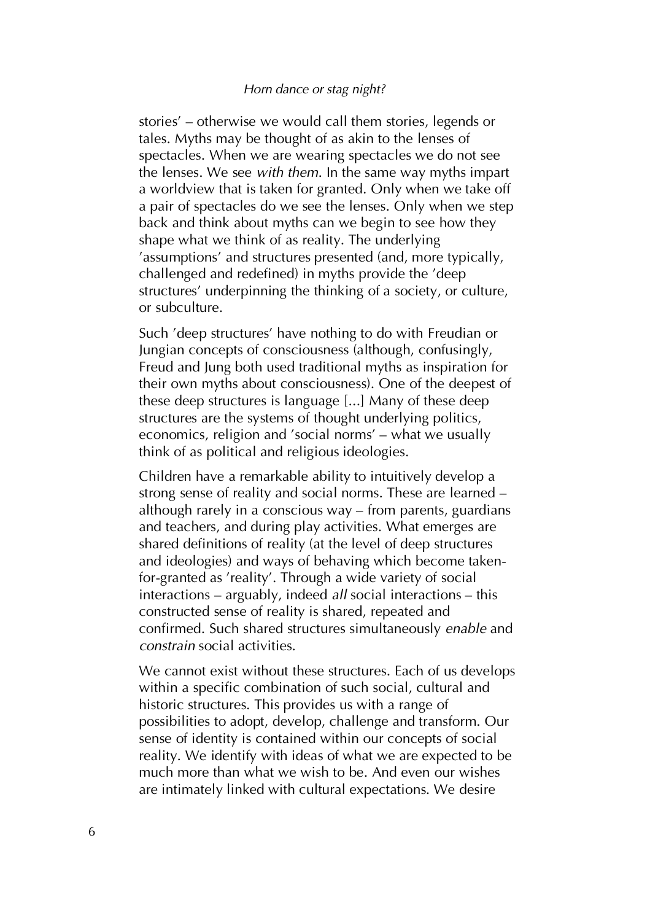stories' – otherwise we would call them stories, legends or tales. Myths may be thought of as akin to the lenses of spectacles. When we are wearing spectacles we do not see the lenses. We see *with them*. In the same way myths impart a worldview that is taken for granted. Only when we take off a pair of spectacles do we see the lenses. Only when we step back and think about myths can we begin to see how they shape what we think of as reality. The underlying 'assumptions' and structures presented (and, more typically, challenged and redefined) in myths provide the 'deep structures' underpinning the thinking of a society, or culture, or subculture.

Such 'deep structures' have nothing to do with Freudian or Jungian concepts of consciousness (although, confusingly, Freud and Jung both used traditional myths as inspiration for their own myths about consciousness). One of the deepest of these deep structures is language [...] Many of these deep structures are the systems of thought underlying politics, economics, religion and 'social norms' – what we usually think of as political and religious ideologies.

Children have a remarkable ability to intuitively develop a strong sense of reality and social norms. These are learned – although rarely in a conscious way – from parents, guardians and teachers, and during play activities. What emerges are shared definitions of reality (at the level of deep structures and ideologies) and ways of behaving which become taken-for-granted as 'reality'. Through a wide variety of social interactions – arguably, indeed *all* social interactions – this constructed sense of reality is shared, repeated and confirmed. Such shared structures simultaneously *enable* and *constrain* social activities.

We cannot exist without these structures. Each of us develops within a specific combination of such social, cultural and historic structures. This provides us with a range of possibilities to adopt, develop, challenge and transform. Our sense of identity is contained within our concepts of social reality. We identify with ideas of what we are expected to be much more than what we wish to be. And even our wishes are intimately linked with cultural expectations. We desire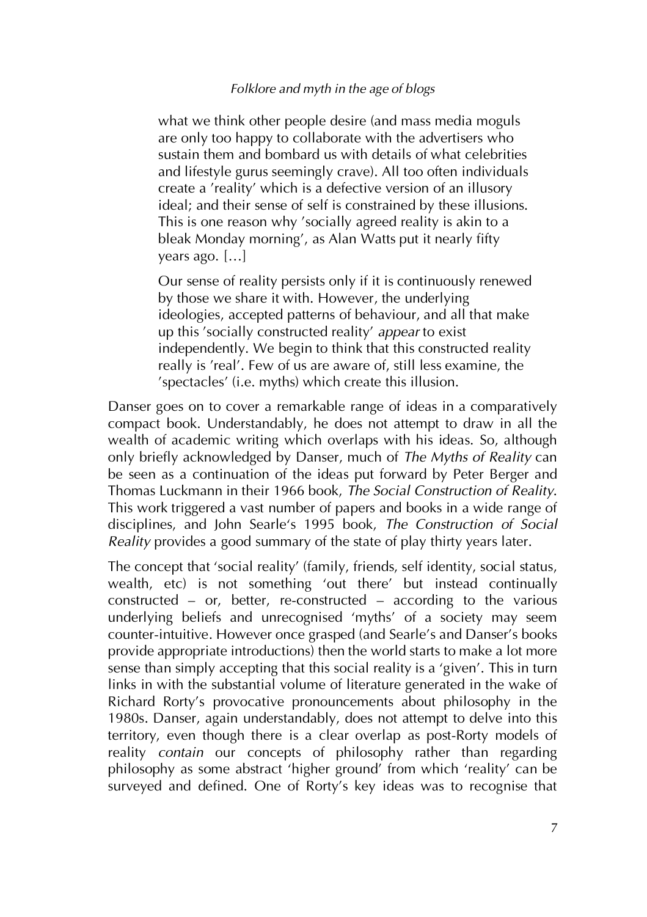> what we think other people desire (and mass media moguls are only too happy to collaborate with the advertisers who sustain them and bombard us with details of what celebrities and lifestyle gurus seemingly crave). All too often individuals create a 'reality' which is a defective version of an illusory ideal; and their sense of self is constrained by these illusions. This is one reason why 'socially agreed reality is akin to a bleak Monday morning', as Alan Watts put it nearly fifty years ago. […]
>
> Our sense of reality persists only if it is continuously renewed by those we share it with. However, the underlying ideologies, accepted patterns of behaviour, and all that make up this 'socially constructed reality' *appear* to exist independently. We begin to think that this constructed reality really is 'real'. Few of us are aware of, still less examine, the 'spectacles' (i.e. myths) which create this illusion.

Danser goes on to cover a remarkable range of ideas in a comparatively compact book. Understandably, he does not attempt to draw in all the wealth of academic writing which overlaps with his ideas. So, although only briefly acknowledged by Danser, much of *The Myths of Reality* can be seen as a continuation of the ideas put forward by Peter Berger and Thomas Luckmann in their 1966 book, *The Social Construction of Reality*. This work triggered a vast number of papers and books in a wide range of disciplines, and John Searle's 1995 book, *The Construction of Social Reality* provides a good summary of the state of play thirty years later.

The concept that 'social reality' (family, friends, self identity, social status, wealth, etc) is not something 'out there' but instead continually constructed – or, better, re-constructed – according to the various underlying beliefs and unrecognised 'myths' of a society may seem counter-intuitive. However once grasped (and Searle's and Danser's books provide appropriate introductions) then the world starts to make a lot more sense than simply accepting that this social reality is a 'given'. This in turn links in with the substantial volume of literature generated in the wake of Richard Rorty's provocative pronouncements about philosophy in the 1980s. Danser, again understandably, does not attempt to delve into this territory, even though there is a clear overlap as post-Rorty models of reality *contain* our concepts of philosophy rather than regarding philosophy as some abstract 'higher ground' from which 'reality' can be surveyed and defined. One of Rorty's key ideas was to recognise that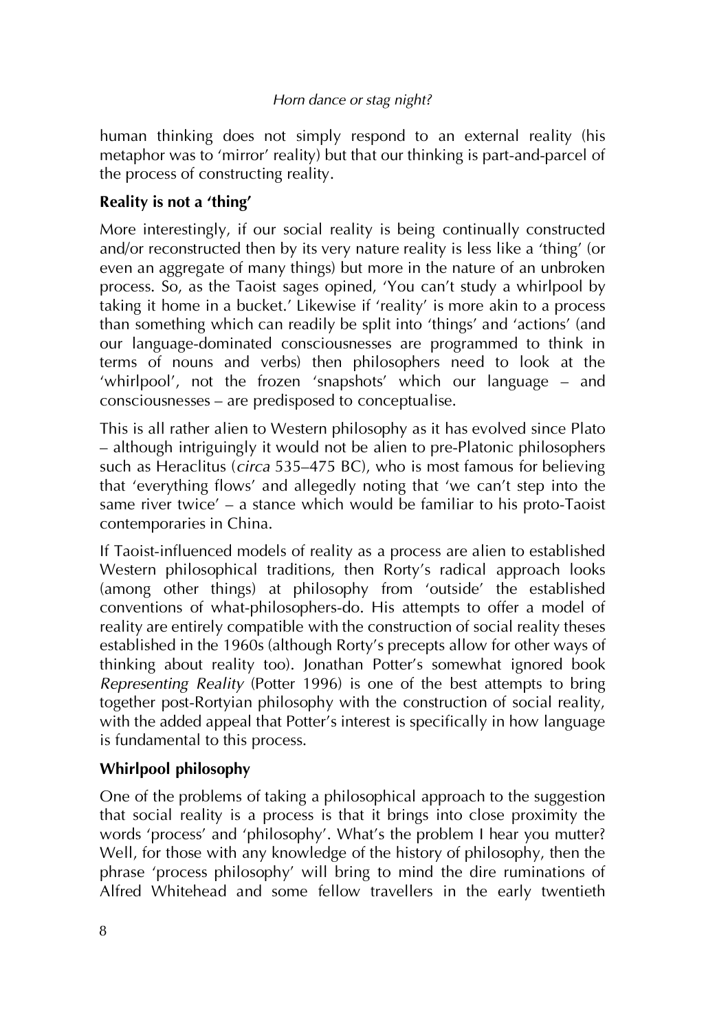human thinking does not simply respond to an external reality (his metaphor was to 'mirror' reality) but that our thinking is part-and-parcel of the process of constructing reality.

### Reality is not a 'thing'

More interestingly, if our social reality is being continually constructed and/or reconstructed then by its very nature reality is less like a 'thing' (or even an aggregate of many things) but more in the nature of an unbroken process. So, as the Taoist sages opined, 'You can't study a whirlpool by taking it home in a bucket.' Likewise if 'reality' is more akin to a process than something which can readily be split into 'things' and 'actions' (and our language-dominated consciousnesses are programmed to think in terms of nouns and verbs) then philosophers need to look at the 'whirlpool', not the frozen 'snapshots' which our language – and consciousnesses – are predisposed to conceptualise.

This is all rather alien to Western philosophy as it has evolved since Plato – although intriguingly it would not be alien to pre-Platonic philosophers such as Heraclitus (*circa* 535–475 BC), who is most famous for believing that 'everything flows' and allegedly noting that 'we can't step into the same river twice' – a stance which would be familiar to his proto-Taoist contemporaries in China.

If Taoist-influenced models of reality as a process are alien to established Western philosophical traditions, then Rorty's radical approach looks (among other things) at philosophy from 'outside' the established conventions of what-philosophers-do. His attempts to offer a model of reality are entirely compatible with the construction of social reality theses established in the 1960s (although Rorty's precepts allow for other ways of thinking about reality too). Jonathan Potter's somewhat ignored book *Representing Reality* (Potter 1996) is one of the best attempts to bring together post-Rortyian philosophy with the construction of social reality, with the added appeal that Potter's interest is specifically in how language is fundamental to this process.

### Whirlpool philosophy

One of the problems of taking a philosophical approach to the suggestion that social reality is a process is that it brings into close proximity the words 'process' and 'philosophy'. What's the problem I hear you mutter? Well, for those with any knowledge of the history of philosophy, then the phrase 'process philosophy' will bring to mind the dire ruminations of Alfred Whitehead and some fellow travellers in the early twentieth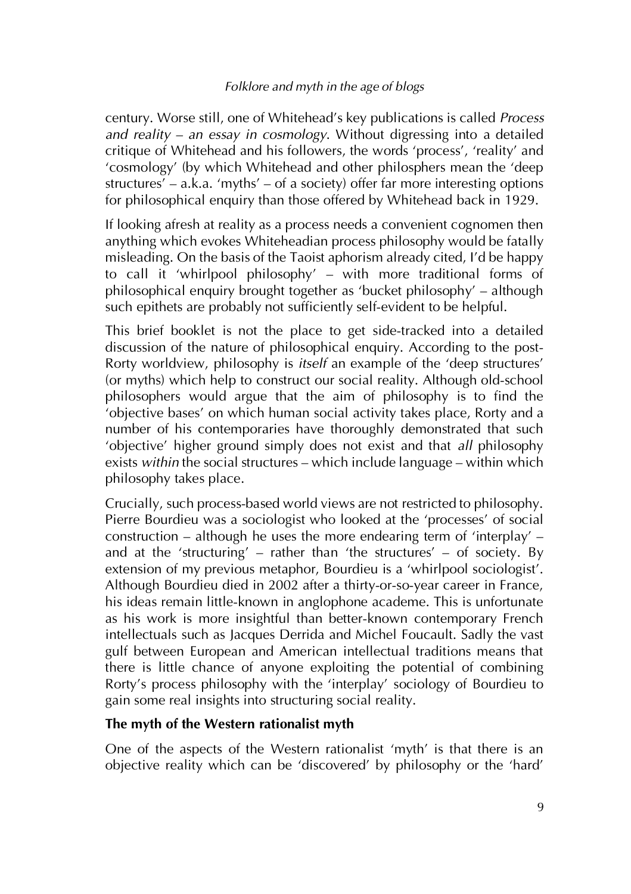century. Worse still, one of Whitehead's key publications is called *Process and reality – an essay in cosmology*. Without digressing into a detailed critique of Whitehead and his followers, the words 'process', 'reality' and 'cosmology' (by which Whitehead and other philosphers mean the 'deep structures' – a.k.a. 'myths' – of a society) offer far more interesting options for philosophical enquiry than those offered by Whitehead back in 1929.

If looking afresh at reality as a process needs a convenient cognomen then anything which evokes Whiteheadian process philosophy would be fatally misleading. On the basis of the Taoist aphorism already cited, I'd be happy to call it 'whirlpool philosophy' – with more traditional forms of philosophical enquiry brought together as 'bucket philosophy' – although such epithets are probably not sufficiently self-evident to be helpful.

This brief booklet is not the place to get side-tracked into a detailed discussion of the nature of philosophical enquiry. According to the post-Rorty worldview, philosophy is *itself* an example of the 'deep structures' (or myths) which help to construct our social reality. Although old-school philosophers would argue that the aim of philosophy is to find the 'objective bases' on which human social activity takes place, Rorty and a number of his contemporaries have thoroughly demonstrated that such 'objective' higher ground simply does not exist and that *all* philosophy exists *within* the social structures – which include language – within which philosophy takes place.

Crucially, such process-based world views are not restricted to philosophy. Pierre Bourdieu was a sociologist who looked at the 'processes' of social construction – although he uses the more endearing term of 'interplay' – and at the 'structuring' – rather than 'the structures' – of society. By extension of my previous metaphor, Bourdieu is a 'whirlpool sociologist'. Although Bourdieu died in 2002 after a thirty-or-so-year career in France, his ideas remain little-known in anglophone academe. This is unfortunate as his work is more insightful than better-known contemporary French intellectuals such as Jacques Derrida and Michel Foucault. Sadly the vast gulf between European and American intellectual traditions means that there is little chance of anyone exploiting the potential of combining Rorty's process philosophy with the 'interplay' sociology of Bourdieu to gain some real insights into structuring social reality.

### The myth of the Western rationalist myth

One of the aspects of the Western rationalist 'myth' is that there is an objective reality which can be 'discovered' by philosophy or the 'hard'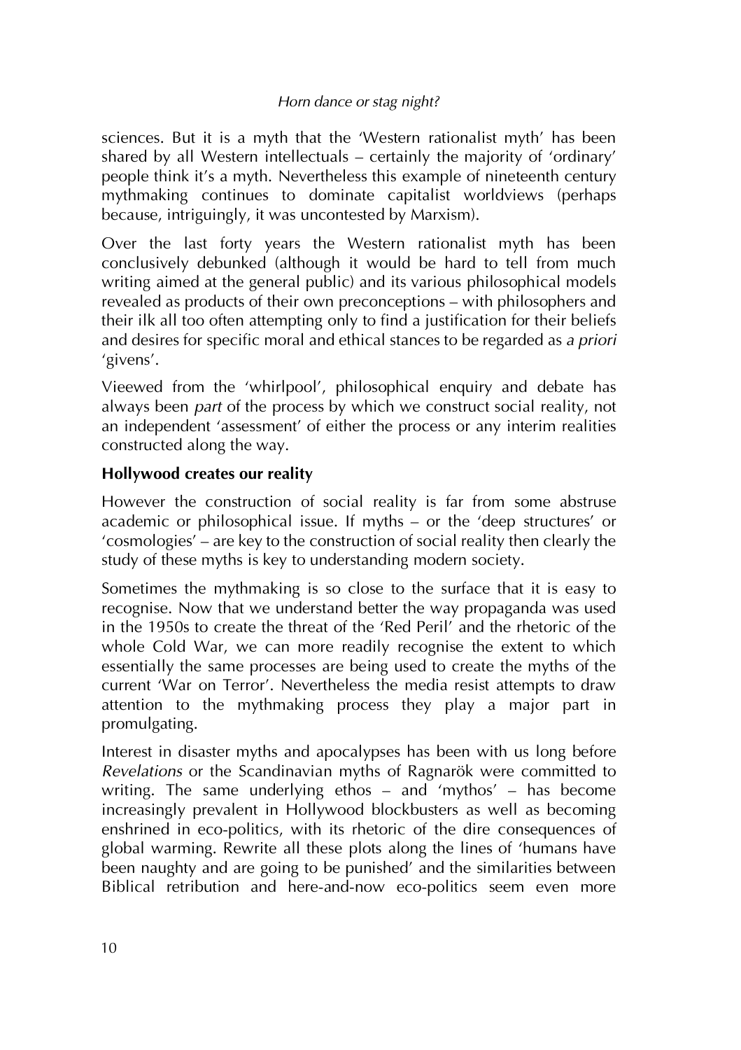sciences. But it is a myth that the 'Western rationalist myth' has been shared by all Western intellectuals – certainly the majority of 'ordinary' people think it's a myth. Nevertheless this example of nineteenth century mythmaking continues to dominate capitalist worldviews (perhaps because, intriguingly, it was uncontested by Marxism).

Over the last forty years the Western rationalist myth has been conclusively debunked (although it would be hard to tell from much writing aimed at the general public) and its various philosophical models revealed as products of their own preconceptions – with philosophers and their ilk all too often attempting only to find a justification for their beliefs and desires for specific moral and ethical stances to be regarded as *a priori* 'givens'.

Vieewed from the 'whirlpool', philosophical enquiry and debate has always been *part* of the process by which we construct social reality, not an independent 'assessment' of either the process or any interim realities constructed along the way.

**Hollywood creates our reality**

However the construction of social reality is far from some abstruse academic or philosophical issue. If myths – or the 'deep structures' or 'cosmologies' – are key to the construction of social reality then clearly the study of these myths is key to understanding modern society.

Sometimes the mythmaking is so close to the surface that it is easy to recognise. Now that we understand better the way propaganda was used in the 1950s to create the threat of the 'Red Peril' and the rhetoric of the whole Cold War, we can more readily recognise the extent to which essentially the same processes are being used to create the myths of the current 'War on Terror'. Nevertheless the media resist attempts to draw attention to the mythmaking process they play a major part in promulgating.

Interest in disaster myths and apocalypses has been with us long before *Revelations* or the Scandinavian myths of Ragnarök were committed to writing. The same underlying ethos – and 'mythos' – has become increasingly prevalent in Hollywood blockbusters as well as becoming enshrined in eco-politics, with its rhetoric of the dire consequences of global warming. Rewrite all these plots along the lines of 'humans have been naughty and are going to be punished' and the similarities between Biblical retribution and here-and-now eco-politics seem even more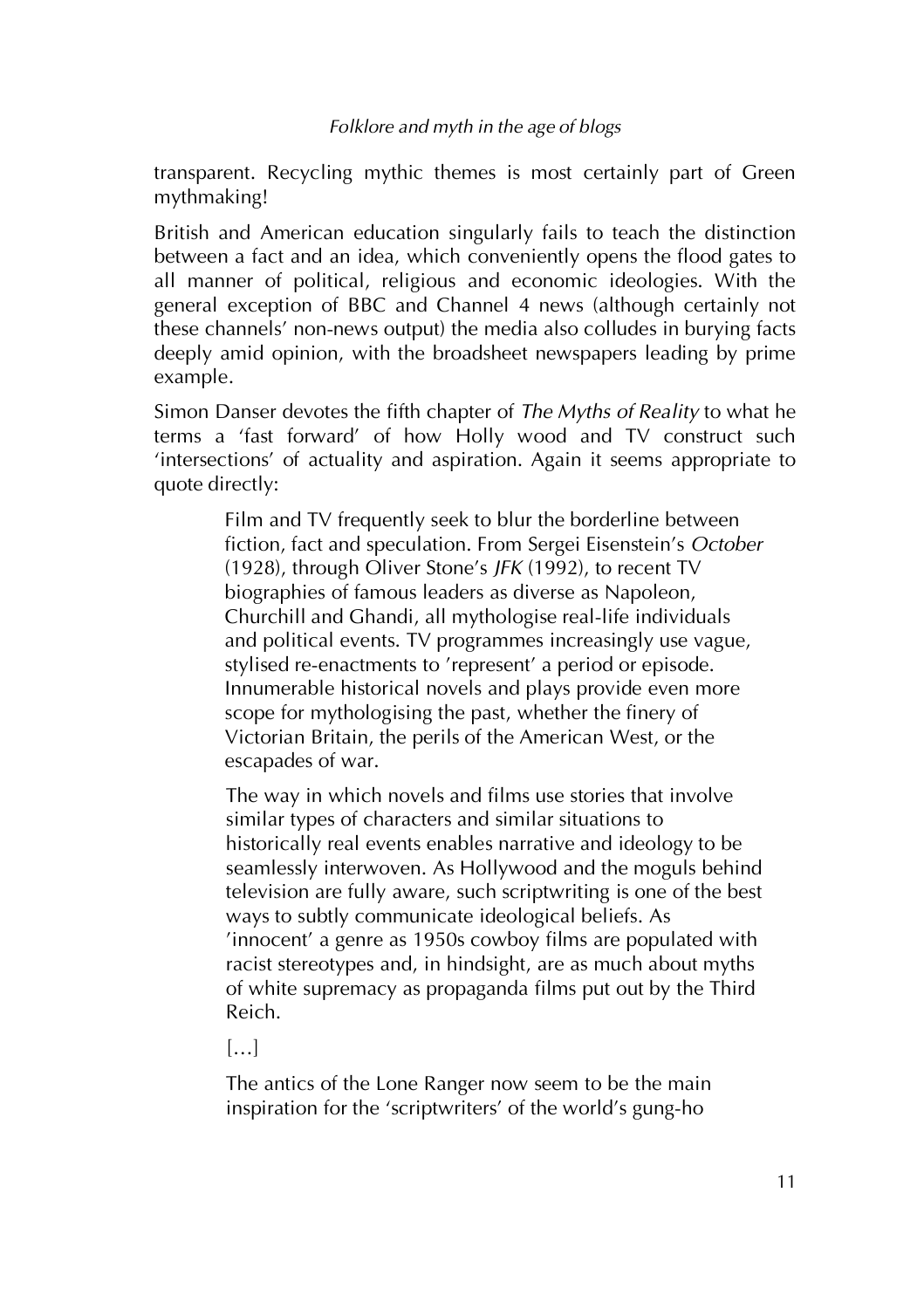transparent. Recycling mythic themes is most certainly part of Green mythmaking!

British and American education singularly fails to teach the distinction between a fact and an idea, which conveniently opens the flood gates to all manner of political, religious and economic ideologies. With the general exception of BBC and Channel 4 news (although certainly not these channels' non-news output) the media also colludes in burying facts deeply amid opinion, with the broadsheet newspapers leading by prime example.

Simon Danser devotes the fifth chapter of *The Myths of Reality* to what he terms a 'fast forward' of how Holly wood and TV construct such 'intersections' of actuality and aspiration. Again it seems appropriate to quote directly:

> Film and TV frequently seek to blur the borderline between fiction, fact and speculation. From Sergei Eisenstein's *October* (1928), through Oliver Stone's *JFK* (1992), to recent TV biographies of famous leaders as diverse as Napoleon, Churchill and Ghandi, all mythologise real-life individuals and political events. TV programmes increasingly use vague, stylised re-enactments to 'represent' a period or episode. Innumerable historical novels and plays provide even more scope for mythologising the past, whether the finery of Victorian Britain, the perils of the American West, or the escapades of war.
>
> The way in which novels and films use stories that involve similar types of characters and similar situations to historically real events enables narrative and ideology to be seamlessly interwoven. As Hollywood and the moguls behind television are fully aware, such scriptwriting is one of the best ways to subtly communicate ideological beliefs. As 'innocent' a genre as 1950s cowboy films are populated with racist stereotypes and, in hindsight, are as much about myths of white supremacy as propaganda films put out by the Third Reich.
>
> […]
>
> The antics of the Lone Ranger now seem to be the main inspiration for the 'scriptwriters' of the world's gung-ho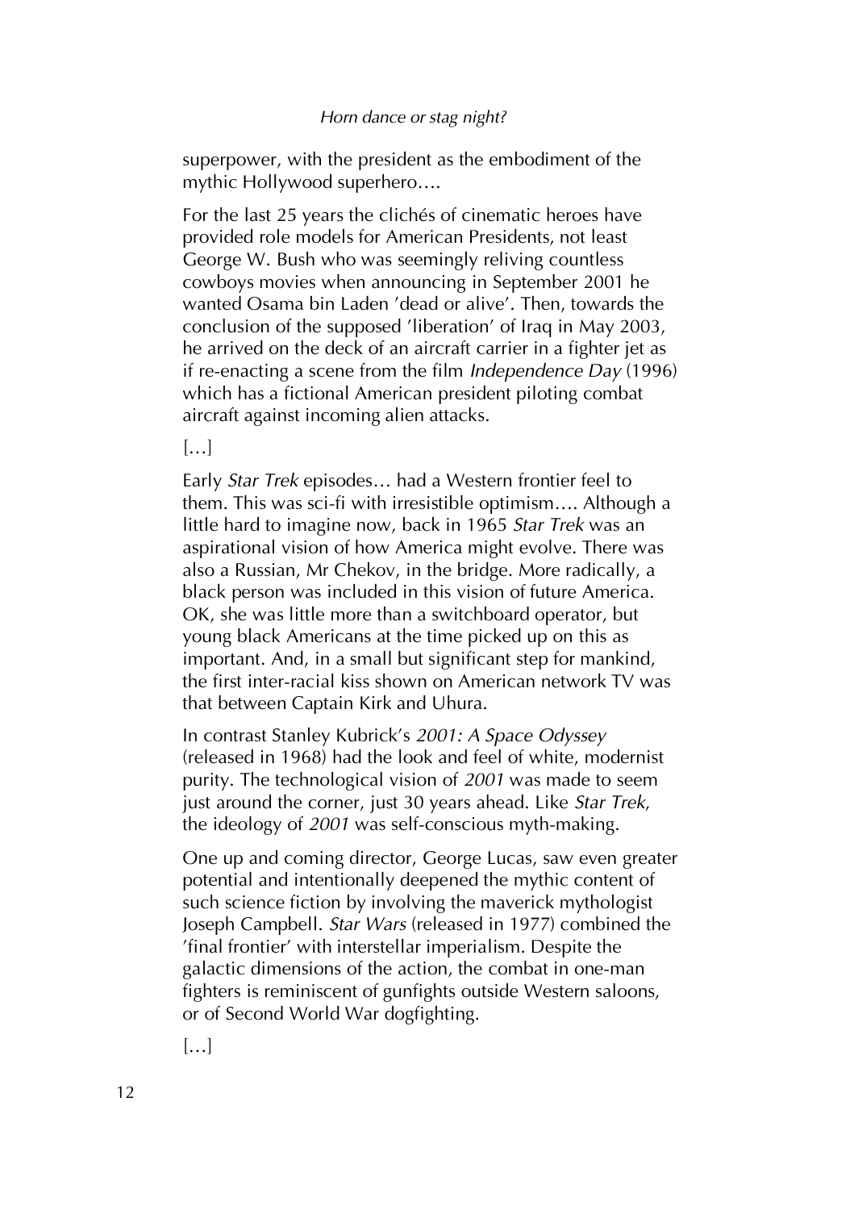superpower, with the president as the embodiment of the mythic Hollywood superhero….

For the last 25 years the clichés of cinematic heroes have provided role models for American Presidents, not least George W. Bush who was seemingly reliving countless cowboys movies when announcing in September 2001 he wanted Osama bin Laden 'dead or alive'. Then, towards the conclusion of the supposed 'liberation' of Iraq in May 2003, he arrived on the deck of an aircraft carrier in a fighter jet as if re-enacting a scene from the film *Independence Day* (1996) which has a fictional American president piloting combat aircraft against incoming alien attacks.

[…]

Early *Star Trek* episodes… had a Western frontier feel to them. This was sci-fi with irresistible optimism…. Although a little hard to imagine now, back in 1965 *Star Trek* was an aspirational vision of how America might evolve. There was also a Russian, Mr Chekov, in the bridge. More radically, a black person was included in this vision of future America. OK, she was little more than a switchboard operator, but young black Americans at the time picked up on this as important. And, in a small but significant step for mankind, the first inter-racial kiss shown on American network TV was that between Captain Kirk and Uhura.

In contrast Stanley Kubrick's *2001: A Space Odyssey* (released in 1968) had the look and feel of white, modernist purity. The technological vision of *2001* was made to seem just around the corner, just 30 years ahead. Like *Star Trek*, the ideology of *2001* was self-conscious myth-making.

One up and coming director, George Lucas, saw even greater potential and intentionally deepened the mythic content of such science fiction by involving the maverick mythologist Joseph Campbell. *Star Wars* (released in 1977) combined the 'final frontier' with interstellar imperialism. Despite the galactic dimensions of the action, the combat in one-man fighters is reminiscent of gunfights outside Western saloons, or of Second World War dogfighting.

[…]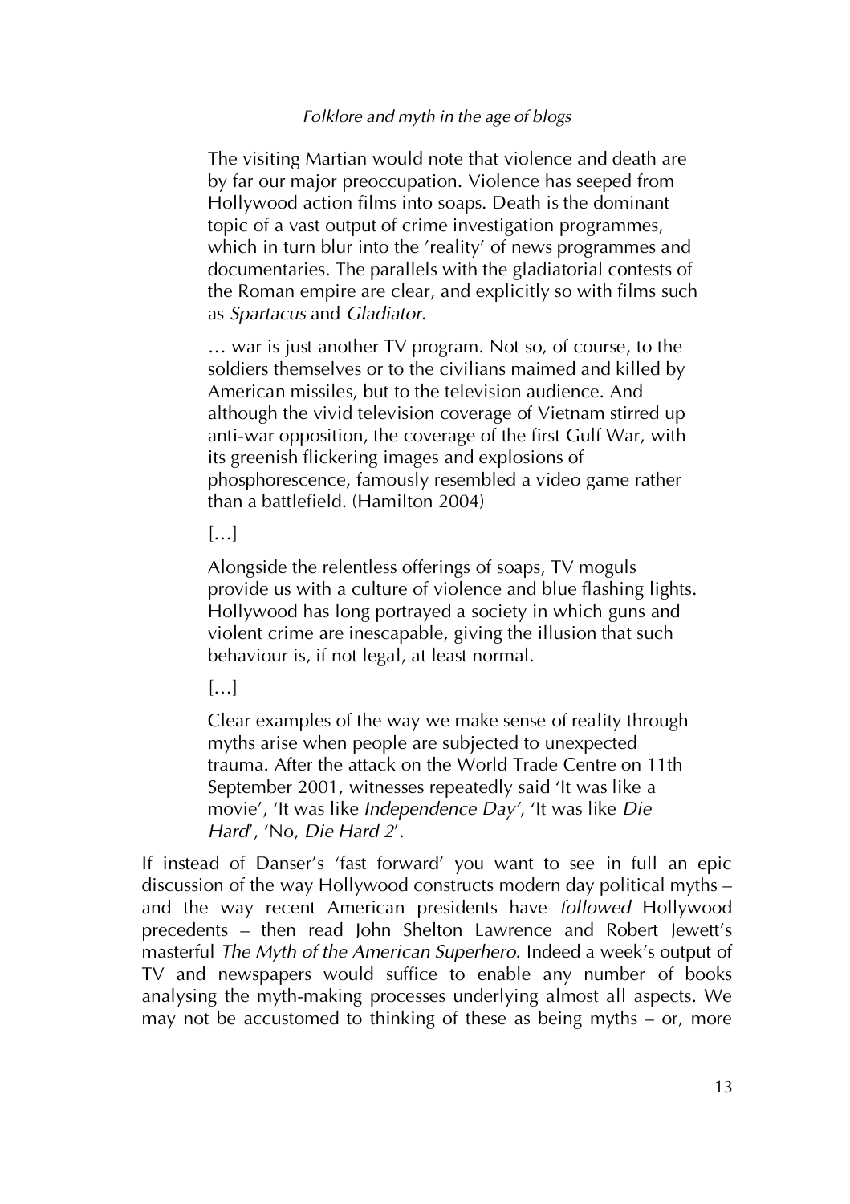> The visiting Martian would note that violence and death are by far our major preoccupation. Violence has seeped from Hollywood action films into soaps. Death is the dominant topic of a vast output of crime investigation programmes, which in turn blur into the 'reality' of news programmes and documentaries. The parallels with the gladiatorial contests of the Roman empire are clear, and explicitly so with films such as *Spartacus* and *Gladiator*.
>
> … war is just another TV program. Not so, of course, to the soldiers themselves or to the civilians maimed and killed by American missiles, but to the television audience. And although the vivid television coverage of Vietnam stirred up anti-war opposition, the coverage of the first Gulf War, with its greenish flickering images and explosions of phosphorescence, famously resembled a video game rather than a battlefield. (Hamilton 2004)
>
> […]
>
> Alongside the relentless offerings of soaps, TV moguls provide us with a culture of violence and blue flashing lights. Hollywood has long portrayed a society in which guns and violent crime are inescapable, giving the illusion that such behaviour is, if not legal, at least normal.
>
> […]
>
> Clear examples of the way we make sense of reality through myths arise when people are subjected to unexpected trauma. After the attack on the World Trade Centre on 11th September 2001, witnesses repeatedly said 'It was like a movie', 'It was like *Independence Day'*, 'It was like *Die Hard*', 'No, *Die Hard 2*'.

If instead of Danser's 'fast forward' you want to see in full an epic discussion of the way Hollywood constructs modern day political myths – and the way recent American presidents have *followed* Hollywood precedents – then read John Shelton Lawrence and Robert Jewett's masterful *The Myth of the American Superhero*. Indeed a week's output of TV and newspapers would suffice to enable any number of books analysing the myth-making processes underlying almost all aspects. We may not be accustomed to thinking of these as being myths – or, more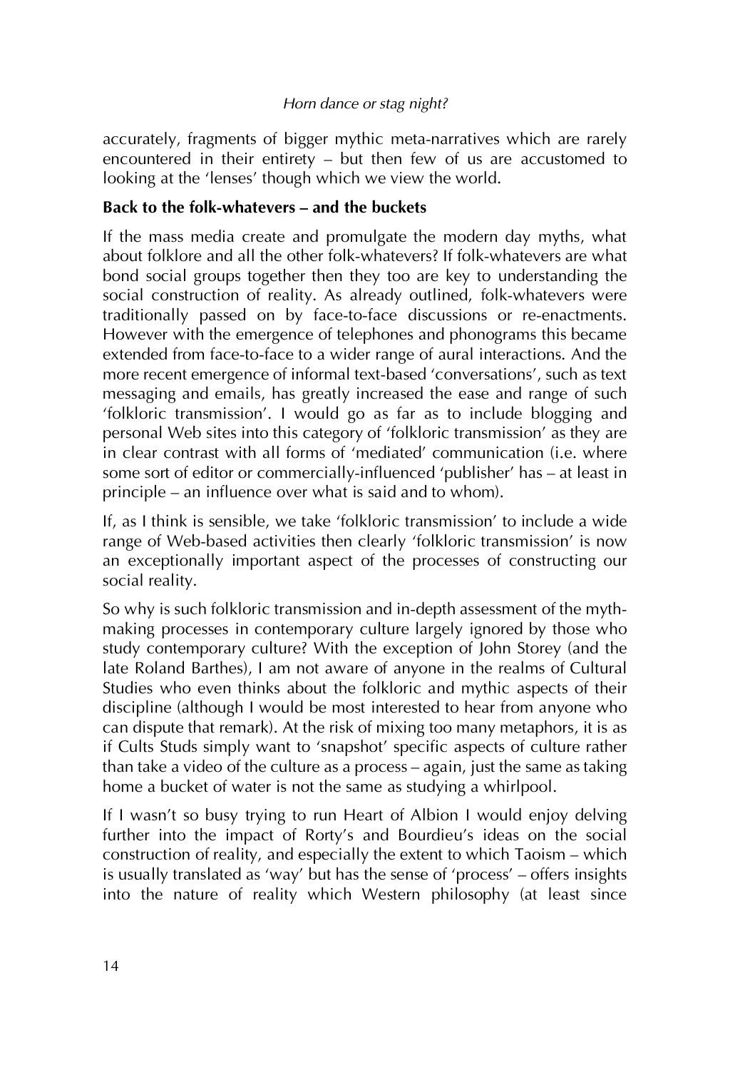accurately, fragments of bigger mythic meta-narratives which are rarely encountered in their entirety – but then few of us are accustomed to looking at the 'lenses' though which we view the world.

**Back to the folk-whatevers – and the buckets**

If the mass media create and promulgate the modern day myths, what about folklore and all the other folk-whatevers? If folk-whatevers are what bond social groups together then they too are key to understanding the social construction of reality. As already outlined, folk-whatevers were traditionally passed on by face-to-face discussions or re-enactments. However with the emergence of telephones and phonograms this became extended from face-to-face to a wider range of aural interactions. And the more recent emergence of informal text-based 'conversations', such as text messaging and emails, has greatly increased the ease and range of such 'folkloric transmission'. I would go as far as to include blogging and personal Web sites into this category of 'folkloric transmission' as they are in clear contrast with all forms of 'mediated' communication (i.e. where some sort of editor or commercially-influenced 'publisher' has – at least in principle – an influence over what is said and to whom).

If, as I think is sensible, we take 'folkloric transmission' to include a wide range of Web-based activities then clearly 'folkloric transmission' is now an exceptionally important aspect of the processes of constructing our social reality.

So why is such folkloric transmission and in-depth assessment of the myth-making processes in contemporary culture largely ignored by those who study contemporary culture? With the exception of John Storey (and the late Roland Barthes), I am not aware of anyone in the realms of Cultural Studies who even thinks about the folkloric and mythic aspects of their discipline (although I would be most interested to hear from anyone who can dispute that remark). At the risk of mixing too many metaphors, it is as if Cults Studs simply want to 'snapshot' specific aspects of culture rather than take a video of the culture as a process – again, just the same as taking home a bucket of water is not the same as studying a whirlpool.

If I wasn't so busy trying to run Heart of Albion I would enjoy delving further into the impact of Rorty's and Bourdieu's ideas on the social construction of reality, and especially the extent to which Taoism – which is usually translated as 'way' but has the sense of 'process' – offers insights into the nature of reality which Western philosophy (at least since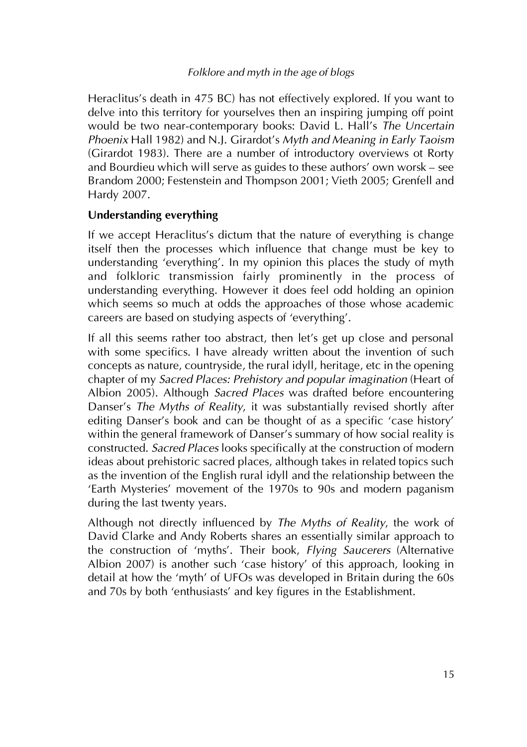Heraclitus's death in 475 BC) has not effectively explored. If you want to delve into this territory for yourselves then an inspiring jumping off point would be two near-contemporary books: David L. Hall's *The Uncertain Phoenix* Hall 1982) and N.J. Girardot's *Myth and Meaning in Early Taoism* (Girardot 1983). There are a number of introductory overviews ot Rorty and Bourdieu which will serve as guides to these authors' own worsk – see Brandom 2000; Festenstein and Thompson 2001; Vieth 2005; Grenfell and Hardy 2007.

**Understanding everything**

If we accept Heraclitus's dictum that the nature of everything is change itself then the processes which influence that change must be key to understanding 'everything'. In my opinion this places the study of myth and folkloric transmission fairly prominently in the process of understanding everything. However it does feel odd holding an opinion which seems so much at odds the approaches of those whose academic careers are based on studying aspects of 'everything'.

If all this seems rather too abstract, then let's get up close and personal with some specifics. I have already written about the invention of such concepts as nature, countryside, the rural idyll, heritage, etc in the opening chapter of my *Sacred Places: Prehistory and popular imagination* (Heart of Albion 2005). Although *Sacred Places* was drafted before encountering Danser's *The Myths of Reality*, it was substantially revised shortly after editing Danser's book and can be thought of as a specific 'case history' within the general framework of Danser's summary of how social reality is constructed. *Sacred Places* looks specifically at the construction of modern ideas about prehistoric sacred places, although takes in related topics such as the invention of the English rural idyll and the relationship between the 'Earth Mysteries' movement of the 1970s to 90s and modern paganism during the last twenty years.

Although not directly influenced by *The Myths of Reality*, the work of David Clarke and Andy Roberts shares an essentially similar approach to the construction of 'myths'. Their book, *Flying Saucerers* (Alternative Albion 2007) is another such 'case history' of this approach, looking in detail at how the 'myth' of UFOs was developed in Britain during the 60s and 70s by both 'enthusiasts' and key figures in the Establishment.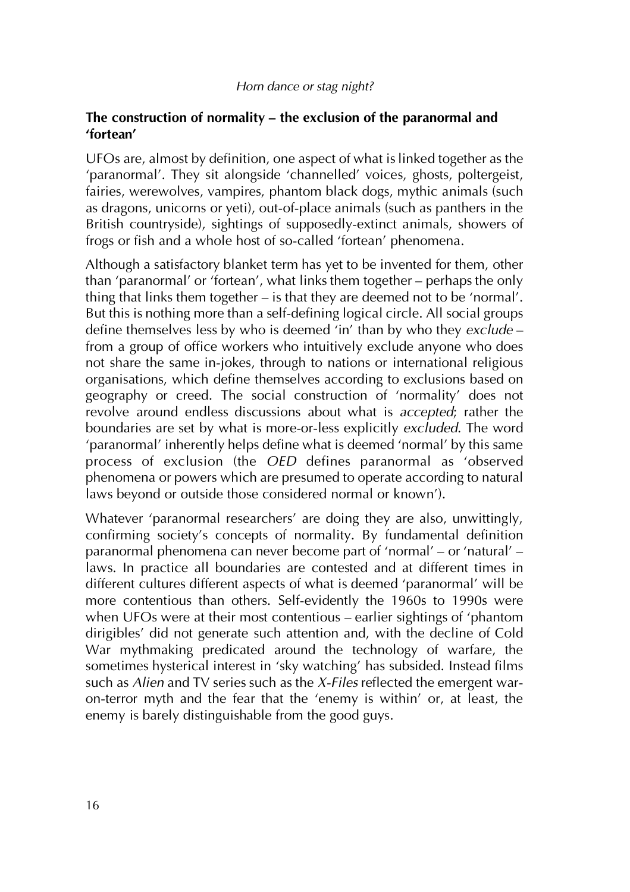## The construction of normality – the exclusion of the paranormal and 'fortean'

UFOs are, almost by definition, one aspect of what is linked together as the 'paranormal'. They sit alongside 'channelled' voices, ghosts, poltergeist, fairies, werewolves, vampires, phantom black dogs, mythic animals (such as dragons, unicorns or yeti), out-of-place animals (such as panthers in the British countryside), sightings of supposedly-extinct animals, showers of frogs or fish and a whole host of so-called 'fortean' phenomena.

Although a satisfactory blanket term has yet to be invented for them, other than 'paranormal' or 'fortean', what links them together – perhaps the only thing that links them together – is that they are deemed not to be 'normal'. But this is nothing more than a self-defining logical circle. All social groups define themselves less by who is deemed 'in' than by who they *exclude* – from a group of office workers who intuitively exclude anyone who does not share the same in-jokes, through to nations or international religious organisations, which define themselves according to exclusions based on geography or creed. The social construction of 'normality' does not revolve around endless discussions about what is *accepted*; rather the boundaries are set by what is more-or-less explicitly *excluded*. The word 'paranormal' inherently helps define what is deemed 'normal' by this same process of exclusion (the *OED* defines paranormal as 'observed phenomena or powers which are presumed to operate according to natural laws beyond or outside those considered normal or known').

Whatever 'paranormal researchers' are doing they are also, unwittingly, confirming society's concepts of normality. By fundamental definition paranormal phenomena can never become part of 'normal' – or 'natural' – laws. In practice all boundaries are contested and at different times in different cultures different aspects of what is deemed 'paranormal' will be more contentious than others. Self-evidently the 1960s to 1990s were when UFOs were at their most contentious – earlier sightings of 'phantom dirigibles' did not generate such attention and, with the decline of Cold War mythmaking predicated around the technology of warfare, the sometimes hysterical interest in 'sky watching' has subsided. Instead films such as *Alien* and TV series such as the *X-Files* reflected the emergent war-on-terror myth and the fear that the 'enemy is within' or, at least, the enemy is barely distinguishable from the good guys.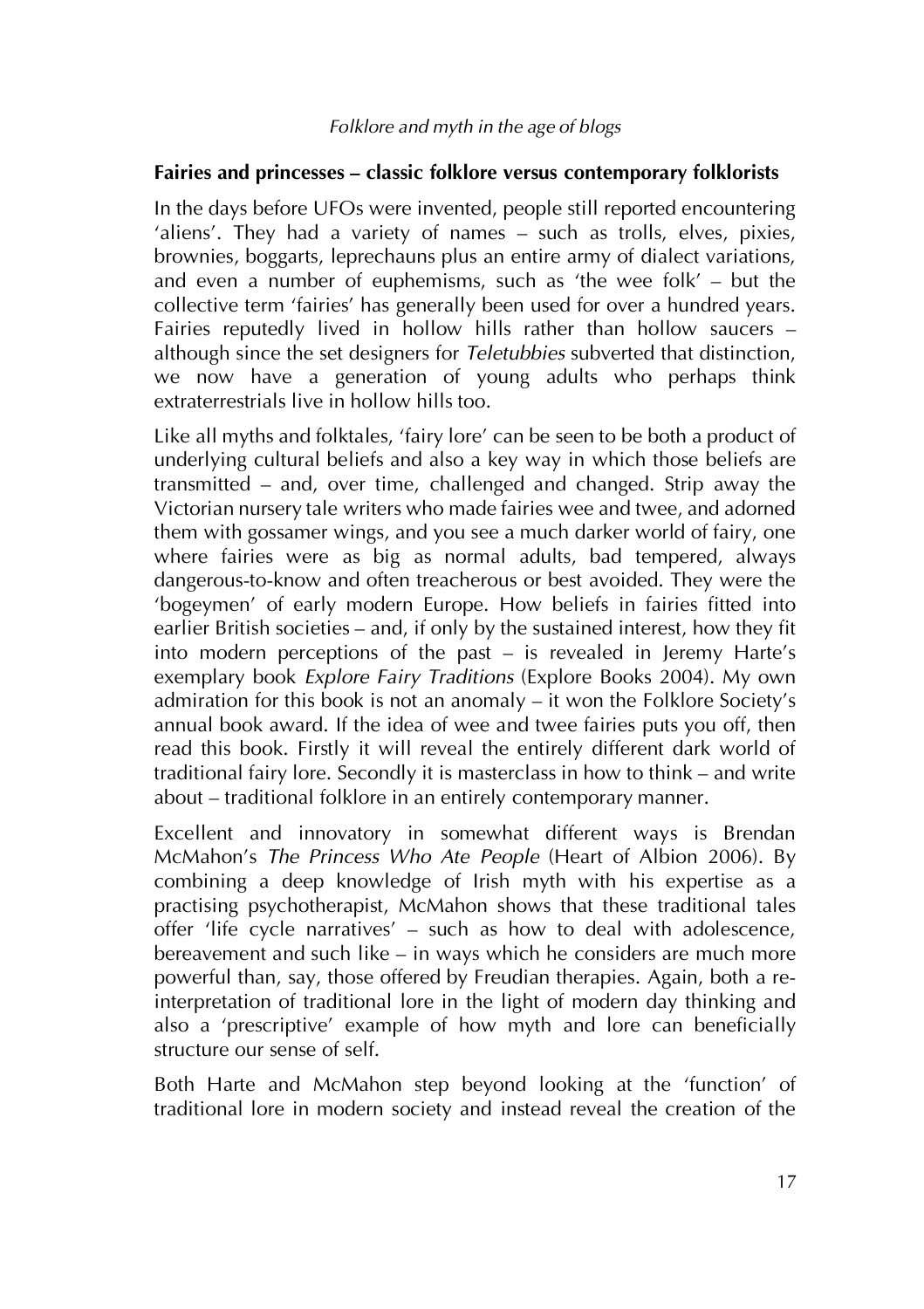## Fairies and princesses – classic folklore versus contemporary folklorists

In the days before UFOs were invented, people still reported encountering 'aliens'. They had a variety of names – such as trolls, elves, pixies, brownies, boggarts, leprechauns plus an entire army of dialect variations, and even a number of euphemisms, such as 'the wee folk' – but the collective term 'fairies' has generally been used for over a hundred years. Fairies reputedly lived in hollow hills rather than hollow saucers – although since the set designers for *Teletubbies* subverted that distinction, we now have a generation of young adults who perhaps think extraterrestrials live in hollow hills too.

Like all myths and folktales, 'fairy lore' can be seen to be both a product of underlying cultural beliefs and also a key way in which those beliefs are transmitted – and, over time, challenged and changed. Strip away the Victorian nursery tale writers who made fairies wee and twee, and adorned them with gossamer wings, and you see a much darker world of fairy, one where fairies were as big as normal adults, bad tempered, always dangerous-to-know and often treacherous or best avoided. They were the 'bogeymen' of early modern Europe. How beliefs in fairies fitted into earlier British societies – and, if only by the sustained interest, how they fit into modern perceptions of the past – is revealed in Jeremy Harte's exemplary book *Explore Fairy Traditions* (Explore Books 2004). My own admiration for this book is not an anomaly – it won the Folklore Society's annual book award. If the idea of wee and twee fairies puts you off, then read this book. Firstly it will reveal the entirely different dark world of traditional fairy lore. Secondly it is masterclass in how to think – and write about – traditional folklore in an entirely contemporary manner.

Excellent and innovatory in somewhat different ways is Brendan McMahon's *The Princess Who Ate People* (Heart of Albion 2006). By combining a deep knowledge of Irish myth with his expertise as a practising psychotherapist, McMahon shows that these traditional tales offer 'life cycle narratives' – such as how to deal with adolescence, bereavement and such like – in ways which he considers are much more powerful than, say, those offered by Freudian therapies. Again, both a re-interpretation of traditional lore in the light of modern day thinking and also a 'prescriptive' example of how myth and lore can beneficially structure our sense of self.

Both Harte and McMahon step beyond looking at the 'function' of traditional lore in modern society and instead reveal the creation of the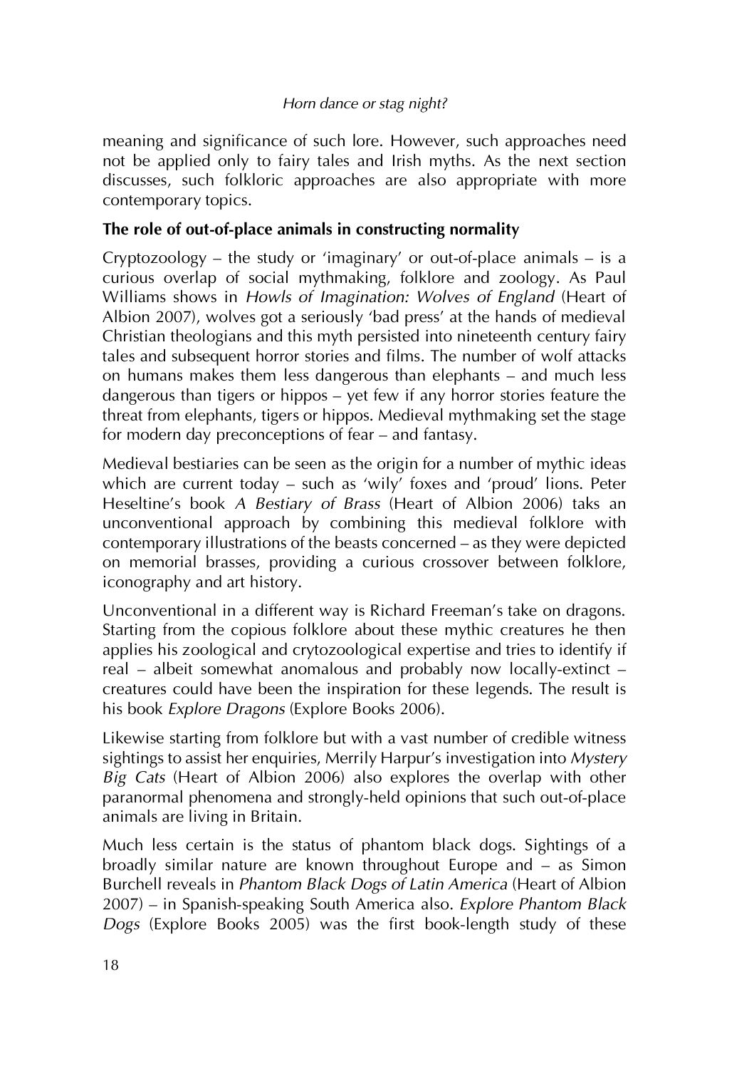meaning and significance of such lore. However, such approaches need not be applied only to fairy tales and Irish myths. As the next section discusses, such folkloric approaches are also appropriate with more contemporary topics.

## The role of out-of-place animals in constructing normality

Cryptozoology – the study or 'imaginary' or out-of-place animals – is a curious overlap of social mythmaking, folklore and zoology. As Paul Williams shows in *Howls of Imagination: Wolves of England* (Heart of Albion 2007), wolves got a seriously 'bad press' at the hands of medieval Christian theologians and this myth persisted into nineteenth century fairy tales and subsequent horror stories and films. The number of wolf attacks on humans makes them less dangerous than elephants – and much less dangerous than tigers or hippos – yet few if any horror stories feature the threat from elephants, tigers or hippos. Medieval mythmaking set the stage for modern day preconceptions of fear – and fantasy.

Medieval bestiaries can be seen as the origin for a number of mythic ideas which are current today – such as 'wily' foxes and 'proud' lions. Peter Heseltine's book *A Bestiary of Brass* (Heart of Albion 2006) taks an unconventional approach by combining this medieval folklore with contemporary illustrations of the beasts concerned – as they were depicted on memorial brasses, providing a curious crossover between folklore, iconography and art history.

Unconventional in a different way is Richard Freeman's take on dragons. Starting from the copious folklore about these mythic creatures he then applies his zoological and crytozoological expertise and tries to identify if real – albeit somewhat anomalous and probably now locally-extinct – creatures could have been the inspiration for these legends. The result is his book *Explore Dragons* (Explore Books 2006).

Likewise starting from folklore but with a vast number of credible witness sightings to assist her enquiries, Merrily Harpur's investigation into *Mystery Big Cats* (Heart of Albion 2006) also explores the overlap with other paranormal phenomena and strongly-held opinions that such out-of-place animals are living in Britain.

Much less certain is the status of phantom black dogs. Sightings of a broadly similar nature are known throughout Europe and – as Simon Burchell reveals in *Phantom Black Dogs of Latin America* (Heart of Albion 2007) – in Spanish-speaking South America also. *Explore Phantom Black Dogs* (Explore Books 2005) was the first book-length study of these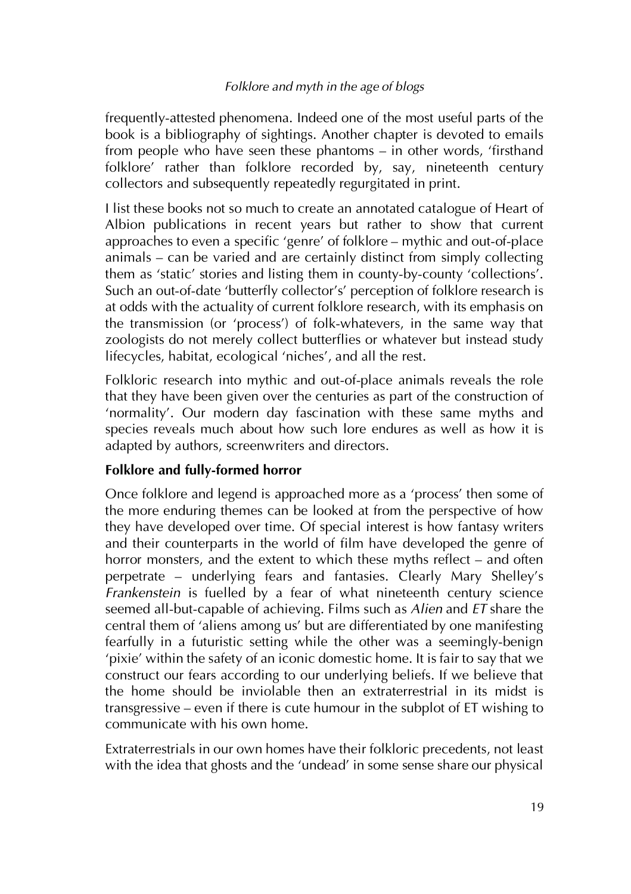frequently-attested phenomena. Indeed one of the most useful parts of the book is a bibliography of sightings. Another chapter is devoted to emails from people who have seen these phantoms – in other words, 'firsthand folklore' rather than folklore recorded by, say, nineteenth century collectors and subsequently repeatedly regurgitated in print.

I list these books not so much to create an annotated catalogue of Heart of Albion publications in recent years but rather to show that current approaches to even a specific 'genre' of folklore – mythic and out-of-place animals – can be varied and are certainly distinct from simply collecting them as 'static' stories and listing them in county-by-county 'collections'. Such an out-of-date 'butterfly collector's' perception of folklore research is at odds with the actuality of current folklore research, with its emphasis on the transmission (or 'process') of folk-whatevers, in the same way that zoologists do not merely collect butterflies or whatever but instead study lifecycles, habitat, ecological 'niches', and all the rest.

Folkloric research into mythic and out-of-place animals reveals the role that they have been given over the centuries as part of the construction of 'normality'. Our modern day fascination with these same myths and species reveals much about how such lore endures as well as how it is adapted by authors, screenwriters and directors.

**Folklore and fully-formed horror**

Once folklore and legend is approached more as a 'process' then some of the more enduring themes can be looked at from the perspective of how they have developed over time. Of special interest is how fantasy writers and their counterparts in the world of film have developed the genre of horror monsters, and the extent to which these myths reflect – and often perpetrate – underlying fears and fantasies. Clearly Mary Shelley's *Frankenstein* is fuelled by a fear of what nineteenth century science seemed all-but-capable of achieving. Films such as *Alien* and *ET* share the central them of 'aliens among us' but are differentiated by one manifesting fearfully in a futuristic setting while the other was a seemingly-benign 'pixie' within the safety of an iconic domestic home. It is fair to say that we construct our fears according to our underlying beliefs. If we believe that the home should be inviolable then an extraterrestrial in its midst is transgressive – even if there is cute humour in the subplot of ET wishing to communicate with his own home.

Extraterrestrials in our own homes have their folkloric precedents, not least with the idea that ghosts and the 'undead' in some sense share our physical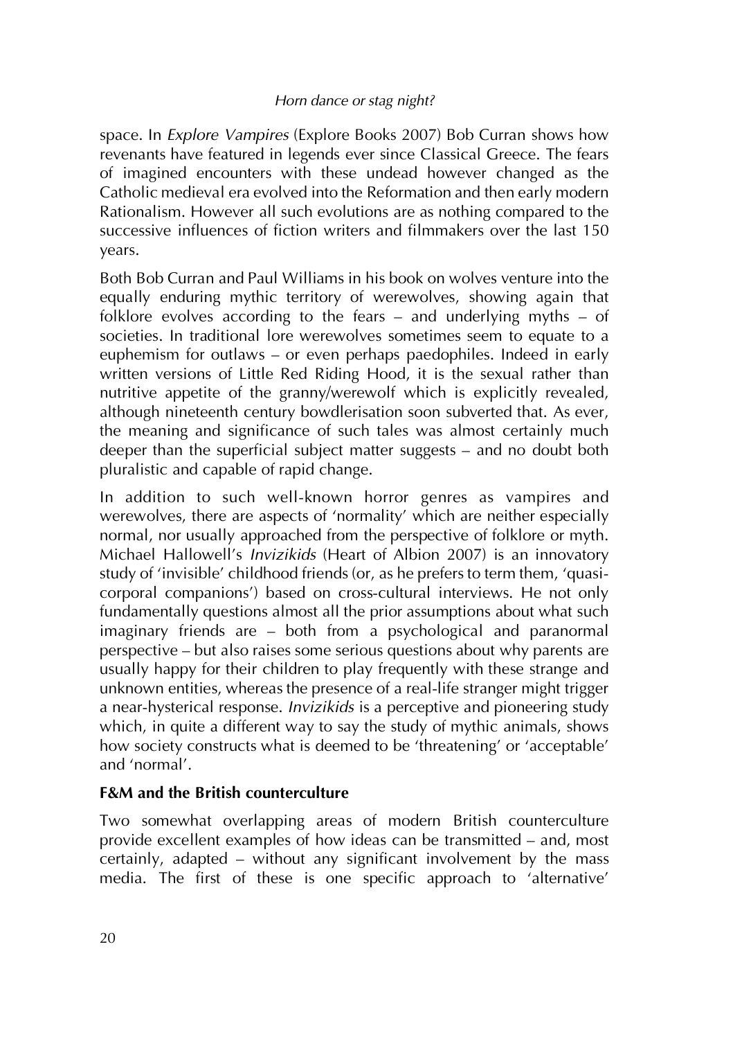space. In *Explore Vampires* (Explore Books 2007) Bob Curran shows how revenants have featured in legends ever since Classical Greece. The fears of imagined encounters with these undead however changed as the Catholic medieval era evolved into the Reformation and then early modern Rationalism. However all such evolutions are as nothing compared to the successive influences of fiction writers and filmmakers over the last 150 years.

Both Bob Curran and Paul Williams in his book on wolves venture into the equally enduring mythic territory of werewolves, showing again that folklore evolves according to the fears – and underlying myths – of societies. In traditional lore werewolves sometimes seem to equate to a euphemism for outlaws – or even perhaps paedophiles. Indeed in early written versions of Little Red Riding Hood, it is the sexual rather than nutritive appetite of the granny/werewolf which is explicitly revealed, although nineteenth century bowdlerisation soon subverted that. As ever, the meaning and significance of such tales was almost certainly much deeper than the superficial subject matter suggests – and no doubt both pluralistic and capable of rapid change.

In addition to such well-known horror genres as vampires and werewolves, there are aspects of 'normality' which are neither especially normal, nor usually approached from the perspective of folklore or myth. Michael Hallowell's *Invizikids* (Heart of Albion 2007) is an innovatory study of 'invisible' childhood friends (or, as he prefers to term them, 'quasi-corporal companions') based on cross-cultural interviews. He not only fundamentally questions almost all the prior assumptions about what such imaginary friends are – both from a psychological and paranormal perspective – but also raises some serious questions about why parents are usually happy for their children to play frequently with these strange and unknown entities, whereas the presence of a real-life stranger might trigger a near-hysterical response. *Invizikids* is a perceptive and pioneering study which, in quite a different way to say the study of mythic animals, shows how society constructs what is deemed to be 'threatening' or 'acceptable' and 'normal'.

### F&M and the British counterculture

Two somewhat overlapping areas of modern British counterculture provide excellent examples of how ideas can be transmitted – and, most certainly, adapted – without any significant involvement by the mass media. The first of these is one specific approach to 'alternative'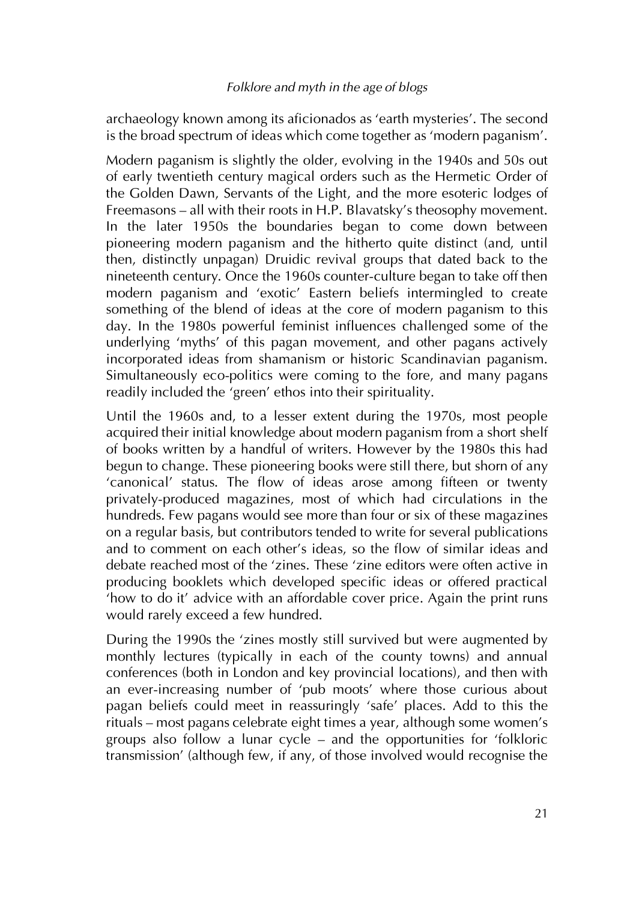archaeology known among its aficionados as ‘earth mysteries’. The second is the broad spectrum of ideas which come together as ‘modern paganism’.

Modern paganism is slightly the older, evolving in the 1940s and 50s out of early twentieth century magical orders such as the Hermetic Order of the Golden Dawn, Servants of the Light, and the more esoteric lodges of Freemasons – all with their roots in H.P. Blavatsky’s theosophy movement. In the later 1950s the boundaries began to come down between pioneering modern paganism and the hitherto quite distinct (and, until then, distinctly unpagan) Druidic revival groups that dated back to the nineteenth century. Once the 1960s counter-culture began to take off then modern paganism and ‘exotic’ Eastern beliefs intermingled to create something of the blend of ideas at the core of modern paganism to this day. In the 1980s powerful feminist influences challenged some of the underlying ‘myths’ of this pagan movement, and other pagans actively incorporated ideas from shamanism or historic Scandinavian paganism. Simultaneously eco-politics were coming to the fore, and many pagans readily included the ‘green’ ethos into their spirituality.

Until the 1960s and, to a lesser extent during the 1970s, most people acquired their initial knowledge about modern paganism from a short shelf of books written by a handful of writers. However by the 1980s this had begun to change. These pioneering books were still there, but shorn of any ‘canonical’ status. The flow of ideas arose among fifteen or twenty privately-produced magazines, most of which had circulations in the hundreds. Few pagans would see more than four or six of these magazines on a regular basis, but contributors tended to write for several publications and to comment on each other’s ideas, so the flow of similar ideas and debate reached most of the ’zines. These ’zine editors were often active in producing booklets which developed specific ideas or offered practical ‘how to do it’ advice with an affordable cover price. Again the print runs would rarely exceed a few hundred.

During the 1990s the ’zines mostly still survived but were augmented by monthly lectures (typically in each of the county towns) and annual conferences (both in London and key provincial locations), and then with an ever-increasing number of ‘pub moots’ where those curious about pagan beliefs could meet in reassuringly ‘safe’ places. Add to this the rituals – most pagans celebrate eight times a year, although some women’s groups also follow a lunar cycle – and the opportunities for ‘folkloric transmission’ (although few, if any, of those involved would recognise the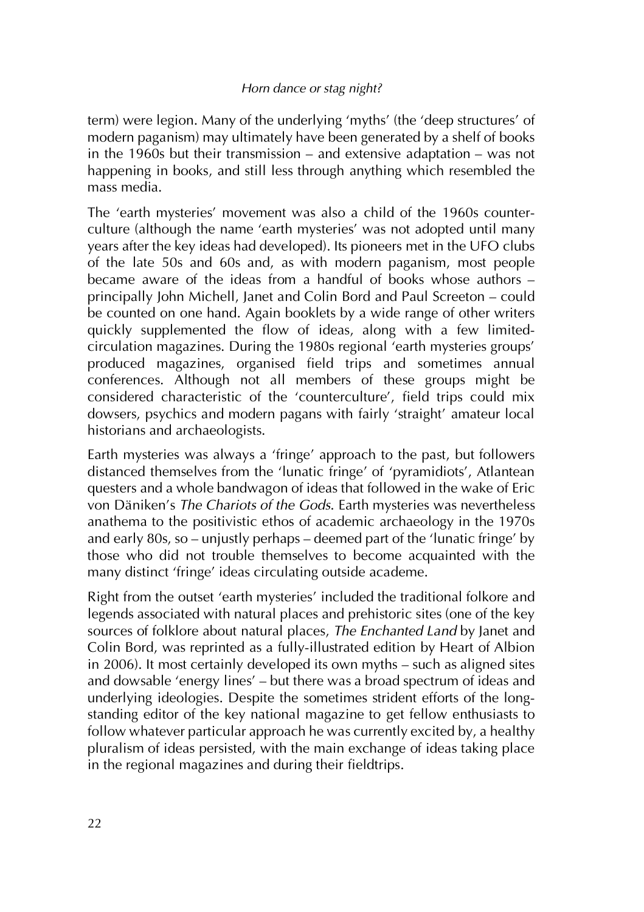term) were legion. Many of the underlying 'myths' (the 'deep structures' of modern paganism) may ultimately have been generated by a shelf of books in the 1960s but their transmission – and extensive adaptation – was not happening in books, and still less through anything which resembled the mass media.

The 'earth mysteries' movement was also a child of the 1960s counterculture (although the name 'earth mysteries' was not adopted until many years after the key ideas had developed). Its pioneers met in the UFO clubs of the late 50s and 60s and, as with modern paganism, most people became aware of the ideas from a handful of books whose authors – principally John Michell, Janet and Colin Bord and Paul Screeton – could be counted on one hand. Again booklets by a wide range of other writers quickly supplemented the flow of ideas, along with a few limited-circulation magazines. During the 1980s regional 'earth mysteries groups' produced magazines, organised field trips and sometimes annual conferences. Although not all members of these groups might be considered characteristic of the 'counterculture', field trips could mix dowsers, psychics and modern pagans with fairly 'straight' amateur local historians and archaeologists.

Earth mysteries was always a 'fringe' approach to the past, but followers distanced themselves from the 'lunatic fringe' of 'pyramidiots', Atlantean questers and a whole bandwagon of ideas that followed in the wake of Eric von Däniken's *The Chariots of the Gods*. Earth mysteries was nevertheless anathema to the positivistic ethos of academic archaeology in the 1970s and early 80s, so – unjustly perhaps – deemed part of the 'lunatic fringe' by those who did not trouble themselves to become acquainted with the many distinct 'fringe' ideas circulating outside academe.

Right from the outset 'earth mysteries' included the traditional folkore and legends associated with natural places and prehistoric sites (one of the key sources of folklore about natural places, *The Enchanted Land* by Janet and Colin Bord, was reprinted as a fully-illustrated edition by Heart of Albion in 2006). It most certainly developed its own myths – such as aligned sites and dowsable 'energy lines' – but there was a broad spectrum of ideas and underlying ideologies. Despite the sometimes strident efforts of the long-standing editor of the key national magazine to get fellow enthusiasts to follow whatever particular approach he was currently excited by, a healthy pluralism of ideas persisted, with the main exchange of ideas taking place in the regional magazines and during their fieldtrips.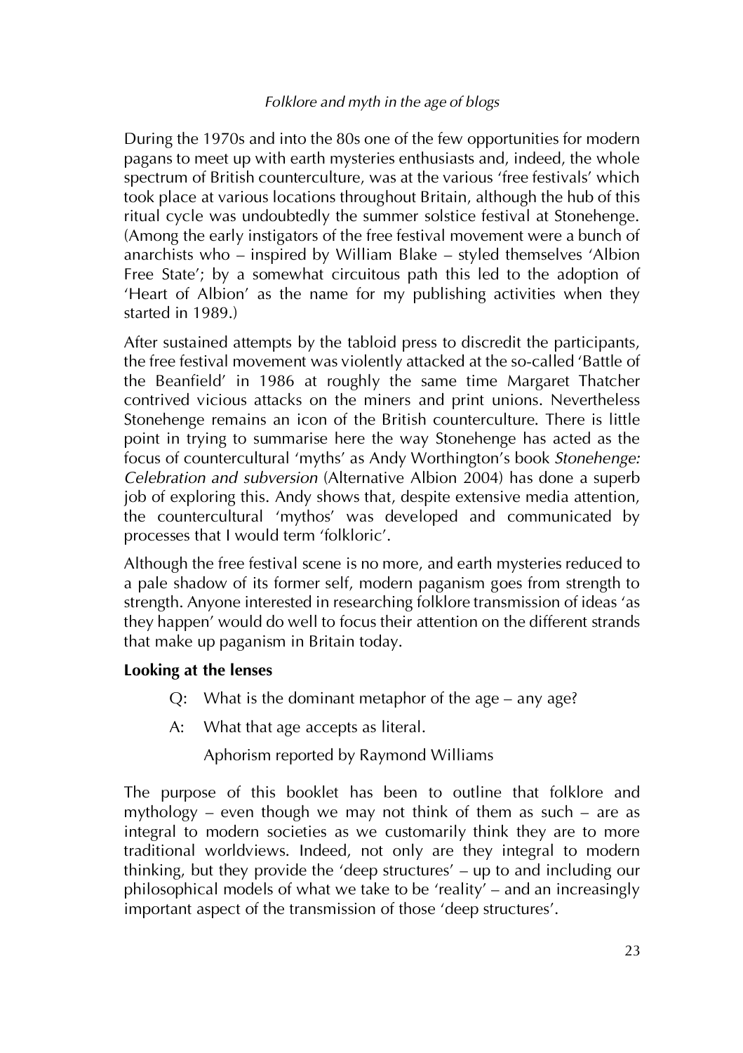During the 1970s and into the 80s one of the few opportunities for modern pagans to meet up with earth mysteries enthusiasts and, indeed, the whole spectrum of British counterculture, was at the various 'free festivals' which took place at various locations throughout Britain, although the hub of this ritual cycle was undoubtedly the summer solstice festival at Stonehenge. (Among the early instigators of the free festival movement were a bunch of anarchists who – inspired by William Blake – styled themselves 'Albion Free State'; by a somewhat circuitous path this led to the adoption of 'Heart of Albion' as the name for my publishing activities when they started in 1989.)

After sustained attempts by the tabloid press to discredit the participants, the free festival movement was violently attacked at the so-called 'Battle of the Beanfield' in 1986 at roughly the same time Margaret Thatcher contrived vicious attacks on the miners and print unions. Nevertheless Stonehenge remains an icon of the British counterculture. There is little point in trying to summarise here the way Stonehenge has acted as the focus of countercultural 'myths' as Andy Worthington's book *Stonehenge: Celebration and subversion* (Alternative Albion 2004) has done a superb job of exploring this. Andy shows that, despite extensive media attention, the countercultural 'mythos' was developed and communicated by processes that I would term 'folkloric'.

Although the free festival scene is no more, and earth mysteries reduced to a pale shadow of its former self, modern paganism goes from strength to strength. Anyone interested in researching folklore transmission of ideas 'as they happen' would do well to focus their attention on the different strands that make up paganism in Britain today.

**Looking at the lenses**

> Q: What is the dominant metaphor of the age – any age?
>
> A: What that age accepts as literal.
>
> Aphorism reported by Raymond Williams

The purpose of this booklet has been to outline that folklore and mythology – even though we may not think of them as such – are as integral to modern societies as we customarily think they are to more traditional worldviews. Indeed, not only are they integral to modern thinking, but they provide the 'deep structures' – up to and including our philosophical models of what we take to be 'reality' – and an increasingly important aspect of the transmission of those 'deep structures'.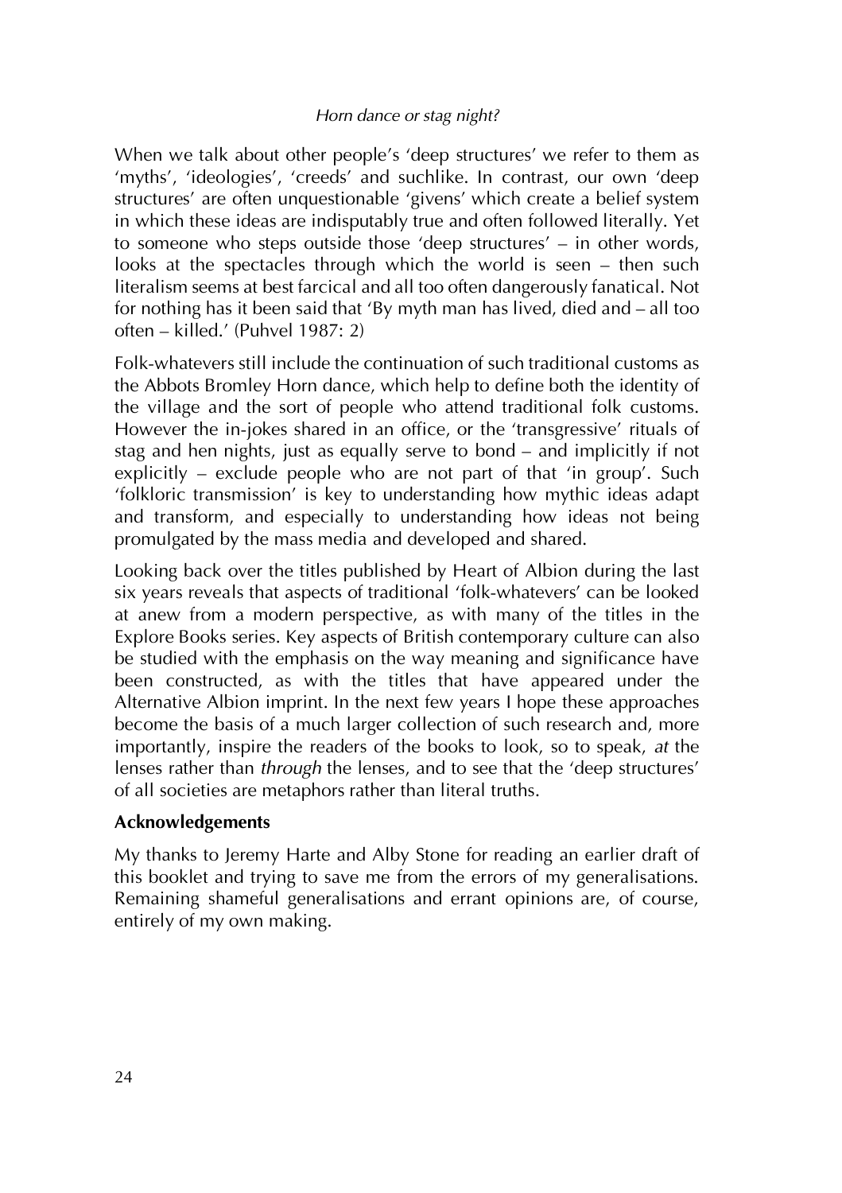When we talk about other people's 'deep structures' we refer to them as 'myths', 'ideologies', 'creeds' and suchlike. In contrast, our own 'deep structures' are often unquestionable 'givens' which create a belief system in which these ideas are indisputably true and often followed literally. Yet to someone who steps outside those 'deep structures' – in other words, looks at the spectacles through which the world is seen – then such literalism seems at best farcical and all too often dangerously fanatical. Not for nothing has it been said that 'By myth man has lived, died and – all too often – killed.' (Puhvel 1987: 2)

Folk-whatevers still include the continuation of such traditional customs as the Abbots Bromley Horn dance, which help to define both the identity of the village and the sort of people who attend traditional folk customs. However the in-jokes shared in an office, or the 'transgressive' rituals of stag and hen nights, just as equally serve to bond – and implicitly if not explicitly – exclude people who are not part of that 'in group'. Such 'folkloric transmission' is key to understanding how mythic ideas adapt and transform, and especially to understanding how ideas not being promulgated by the mass media and developed and shared.

Looking back over the titles published by Heart of Albion during the last six years reveals that aspects of traditional 'folk-whatevers' can be looked at anew from a modern perspective, as with many of the titles in the Explore Books series. Key aspects of British contemporary culture can also be studied with the emphasis on the way meaning and significance have been constructed, as with the titles that have appeared under the Alternative Albion imprint. In the next few years I hope these approaches become the basis of a much larger collection of such research and, more importantly, inspire the readers of the books to look, so to speak, *at* the lenses rather than *through* the lenses, and to see that the 'deep structures' of all societies are metaphors rather than literal truths.

**Acknowledgements**

My thanks to Jeremy Harte and Alby Stone for reading an earlier draft of this booklet and trying to save me from the errors of my generalisations. Remaining shameful generalisations and errant opinions are, of course, entirely of my own making.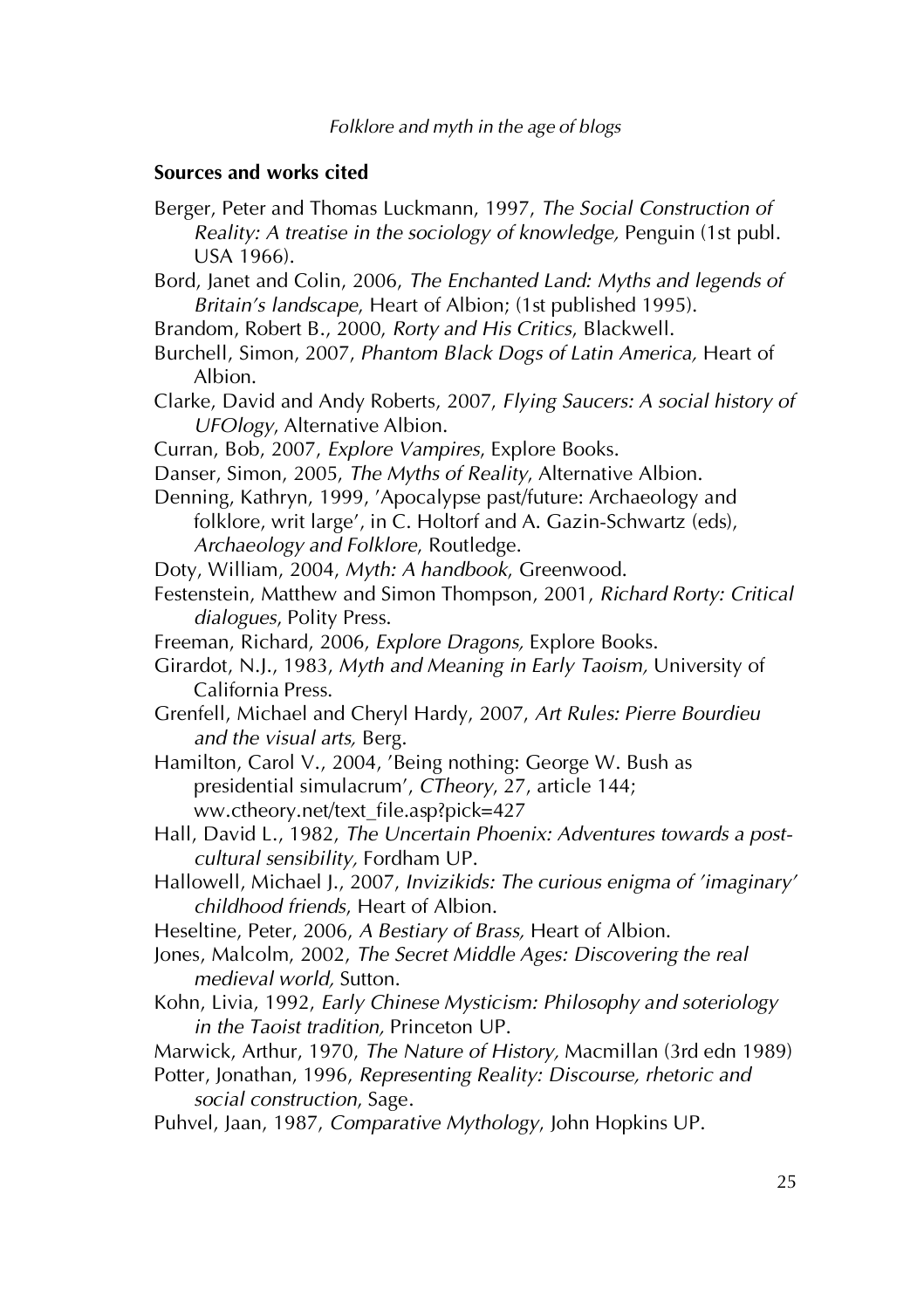## Sources and works cited

Berger, Peter and Thomas Luckmann, 1997, *The Social Construction of Reality: A treatise in the sociology of knowledge,* Penguin (1st publ. USA 1966).

Bord, Janet and Colin, 2006, *The Enchanted Land: Myths and legends of Britain's landscape*, Heart of Albion; (1st published 1995).

Brandom, Robert B., 2000, *Rorty and His Critics*, Blackwell.

Burchell, Simon, 2007, *Phantom Black Dogs of Latin America,* Heart of Albion.

Clarke, David and Andy Roberts, 2007, *Flying Saucers: A social history of UFOlogy*, Alternative Albion.

Curran, Bob, 2007, *Explore Vampires*, Explore Books.

Danser, Simon, 2005, *The Myths of Reality*, Alternative Albion.

Denning, Kathryn, 1999, 'Apocalypse past/future: Archaeology and folklore, writ large', in C. Holtorf and A. Gazin-Schwartz (eds), *Archaeology and Folklore*, Routledge.

Doty, William, 2004, *Myth: A handbook*, Greenwood.

Festenstein, Matthew and Simon Thompson, 2001, *Richard Rorty: Critical dialogues*, Polity Press.

Freeman, Richard, 2006, *Explore Dragons,* Explore Books.

Girardot, N.J., 1983, *Myth and Meaning in Early Taoism,* University of California Press.

Grenfell, Michael and Cheryl Hardy, 2007, *Art Rules: Pierre Bourdieu and the visual arts,* Berg.

Hamilton, Carol V., 2004, 'Being nothing: George W. Bush as presidential simulacrum', *CTheory*, 27, article 144; ww.ctheory.net/text_file.asp?pick=427

Hall, David L., 1982, *The Uncertain Phoenix: Adventures towards a post-cultural sensibility,* Fordham UP.

Hallowell, Michael J., 2007, *Invizikids: The curious enigma of 'imaginary' childhood friends*, Heart of Albion.

Heseltine, Peter, 2006, *A Bestiary of Brass,* Heart of Albion.

Jones, Malcolm, 2002, *The Secret Middle Ages: Discovering the real medieval world,* Sutton.

Kohn, Livia, 1992, *Early Chinese Mysticism: Philosophy and soteriology in the Taoist tradition,* Princeton UP.

Marwick, Arthur, 1970, *The Nature of History,* Macmillan (3rd edn 1989)

Potter, Jonathan, 1996, *Representing Reality: Discourse, rhetoric and social construction*, Sage.

Puhvel, Jaan, 1987, *Comparative Mythology*, John Hopkins UP.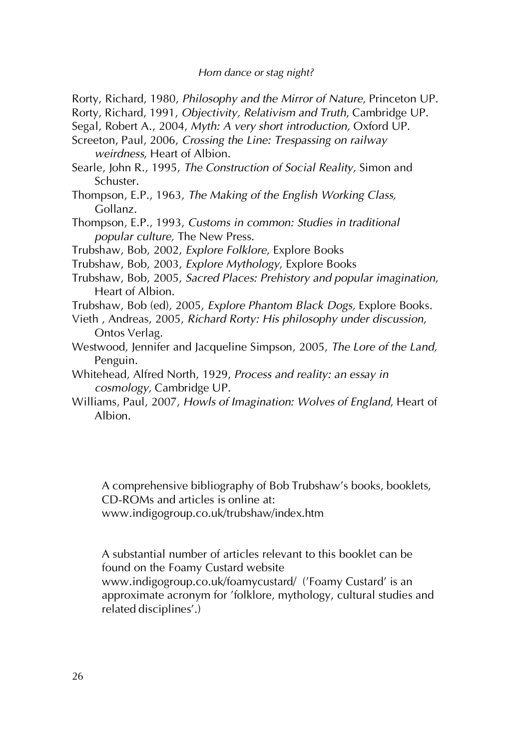Rorty, Richard, 1980, *Philosophy and the Mirror of Nature*, Princeton UP.

Rorty, Richard, 1991, *Objectivity, Relativism and Truth*, Cambridge UP.

Segal, Robert A., 2004, *Myth: A very short introduction,* Oxford UP.

Screeton, Paul, 2006, *Crossing the Line: Trespassing on railway weirdness*, Heart of Albion.

Searle, John R., 1995, *The Construction of Social Reality,* Simon and Schuster.

Thompson, E.P., 1963, *The Making of the English Working Class,* Gollanz.

Thompson, E.P., 1993, *Customs in common: Studies in traditional popular culture,* The New Press.

Trubshaw, Bob, 2002, *Explore Folklore*, Explore Books

Trubshaw, Bob, 2003, *Explore Mythology*, Explore Books

Trubshaw, Bob, 2005, *Sacred Places: Prehistory and popular imagination*, Heart of Albion.

Trubshaw, Bob (ed), 2005, *Explore Phantom Black Dogs,* Explore Books.

Vieth , Andreas, 2005, *Richard Rorty: His philosophy under discussion*, Ontos Verlag.

Westwood, Jennifer and Jacqueline Simpson, 2005, *The Lore of the Land,* Penguin.

Whitehead, Alfred North, 1929, *Process and reality: an essay in cosmology,* Cambridge UP.

Williams, Paul, 2007, *Howls of Imagination: Wolves of England*, Heart of Albion.

A comprehensive bibliography of Bob Trubshaw's books, booklets, CD-ROMs and articles is online at: www.indigogroup.co.uk/trubshaw/index.htm

A substantial number of articles relevant to this booklet can be found on the Foamy Custard website www.indigogroup.co.uk/foamycustard/ ('Foamy Custard' is an approximate acronym for 'folklore, mythology, cultural studies and related disciplines'.)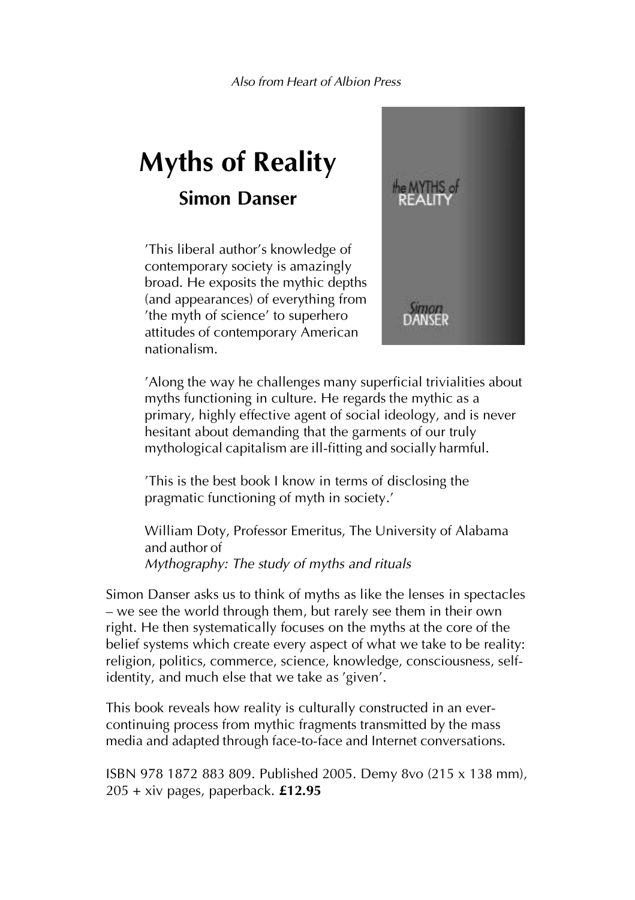*Also from Heart of Albion Press*

# Myths of Reality

## Simon Danser

'This liberal author's knowledge of contemporary society is amazingly broad. He exposits the mythic depths (and appearances) of everything from 'the myth of science' to superhero attitudes of contemporary American nationalism.

'Along the way he challenges many superficial trivialities about myths functioning in culture. He regards the mythic as a primary, highly effective agent of social ideology, and is never hesitant about demanding that the garments of our truly mythological capitalism are ill-fitting and socially harmful.

'This is the best book I know in terms of disclosing the pragmatic functioning of myth in society.'

William Doty, Professor Emeritus, The University of Alabama and author of
*Mythography: The study of myths and rituals*

Simon Danser asks us to think of myths as like the lenses in spectacles – we see the world through them, but rarely see them in their own right. He then systematically focuses on the myths at the core of the belief systems which create every aspect of what we take to be reality: religion, politics, commerce, science, knowledge, consciousness, self-identity, and much else that we take as 'given'.

This book reveals how reality is culturally constructed in an ever-continuing process from mythic fragments transmitted by the mass media and adapted through face-to-face and Internet conversations.

ISBN 978 1872 883 809. Published 2005. Demy 8vo (215 x 138 mm), 205 + xiv pages, paperback. **£12.95**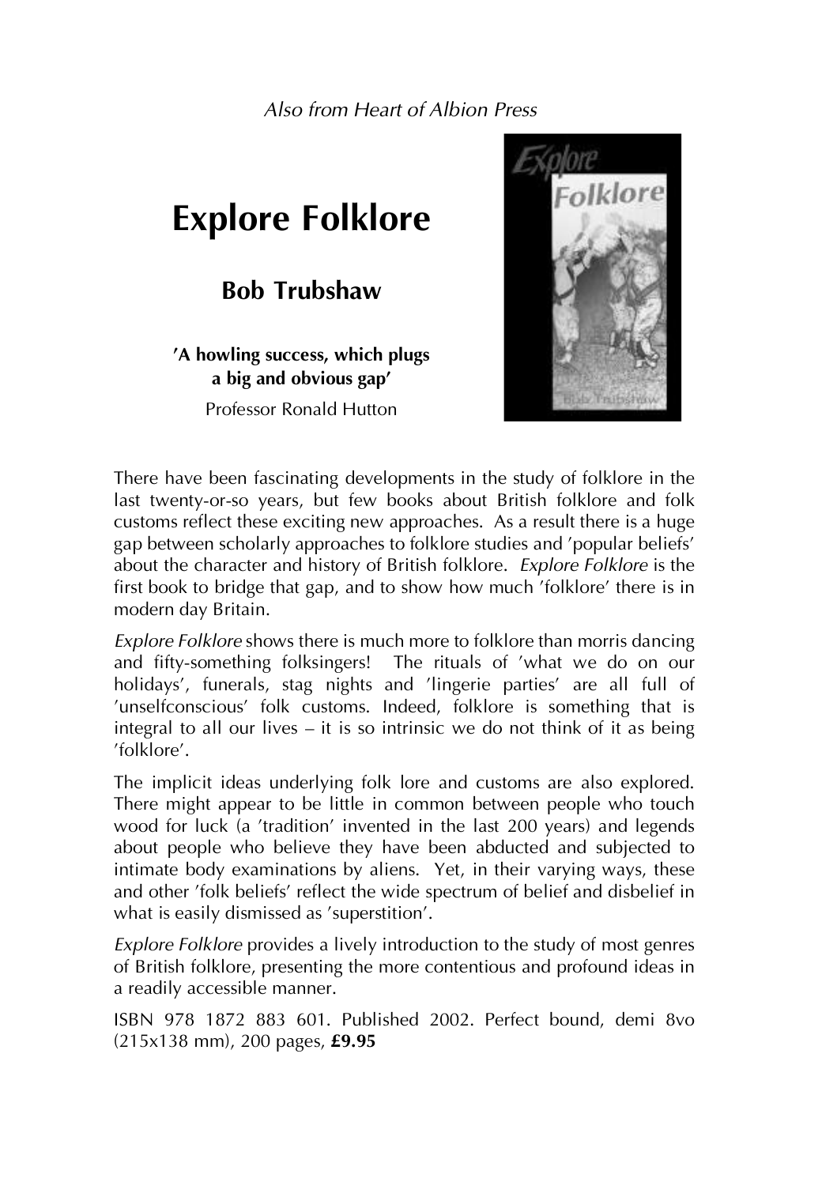*Also from Heart of Albion Press*

# Explore Folklore

## Bob Trubshaw

**'A howling success, which plugs a big and obvious gap'**

Professor Ronald Hutton

There have been fascinating developments in the study of folklore in the last twenty-or-so years, but few books about British folklore and folk customs reflect these exciting new approaches. As a result there is a huge gap between scholarly approaches to folklore studies and 'popular beliefs' about the character and history of British folklore. *Explore Folklore* is the first book to bridge that gap, and to show how much 'folklore' there is in modern day Britain.

*Explore Folklore* shows there is much more to folklore than morris dancing and fifty-something folksingers! The rituals of 'what we do on our holidays', funerals, stag nights and 'lingerie parties' are all full of 'unselfconscious' folk customs. Indeed, folklore is something that is integral to all our lives – it is so intrinsic we do not think of it as being 'folklore'.

The implicit ideas underlying folk lore and customs are also explored. There might appear to be little in common between people who touch wood for luck (a 'tradition' invented in the last 200 years) and legends about people who believe they have been abducted and subjected to intimate body examinations by aliens. Yet, in their varying ways, these and other 'folk beliefs' reflect the wide spectrum of belief and disbelief in what is easily dismissed as 'superstition'.

*Explore Folklore* provides a lively introduction to the study of most genres of British folklore, presenting the more contentious and profound ideas in a readily accessible manner.

ISBN 978 1872 883 601. Published 2002. Perfect bound, demi 8vo (215x138 mm), 200 pages, **£9.95**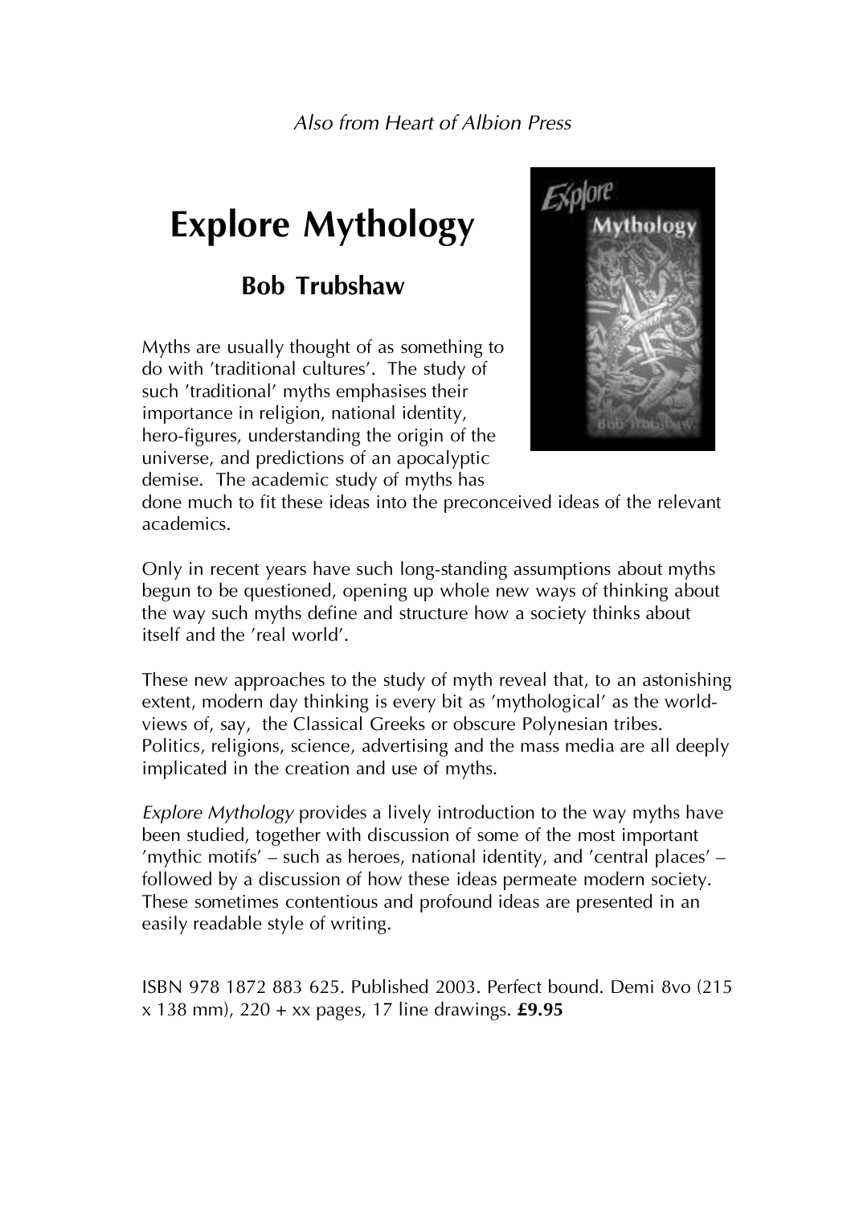*Also from Heart of Albion Press*

# Explore Mythology

## Bob Trubshaw

Myths are usually thought of as something to do with 'traditional cultures'. The study of such 'traditional' myths emphasises their importance in religion, national identity, hero-figures, understanding the origin of the universe, and predictions of an apocalyptic demise. The academic study of myths has done much to fit these ideas into the preconceived ideas of the relevant academics.

Only in recent years have such long-standing assumptions about myths begun to be questioned, opening up whole new ways of thinking about the way such myths define and structure how a society thinks about itself and the 'real world'.

These new approaches to the study of myth reveal that, to an astonishing extent, modern day thinking is every bit as 'mythological' as the world-views of, say, the Classical Greeks or obscure Polynesian tribes. Politics, religions, science, advertising and the mass media are all deeply implicated in the creation and use of myths.

*Explore Mythology* provides a lively introduction to the way myths have been studied, together with discussion of some of the most important 'mythic motifs' – such as heroes, national identity, and 'central places' – followed by a discussion of how these ideas permeate modern society. These sometimes contentious and profound ideas are presented in an easily readable style of writing.

ISBN 978 1872 883 625. Published 2003. Perfect bound. Demi 8vo (215 x 138 mm), 220 + xx pages, 17 line drawings. **£9.95**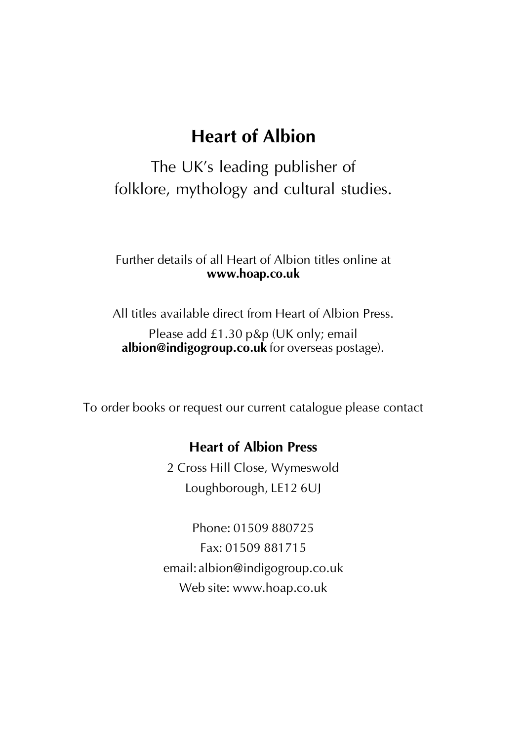# Heart of Albion

The UK's leading publisher of
folklore, mythology and cultural studies.

Further details of all Heart of Albion titles online at
**www.hoap.co.uk**

All titles available direct from Heart of Albion Press.

Please add £1.30 p&p (UK only; email **albion@indigogroup.co.uk** for overseas postage).

To order books or request our current catalogue please contact

**Heart of Albion Press**

2 Cross Hill Close, Wymeswold
Loughborough, LE12 6UJ

Phone: 01509 880725
Fax: 01509 881715
email: albion@indigogroup.co.uk
Web site: www.hoap.co.uk